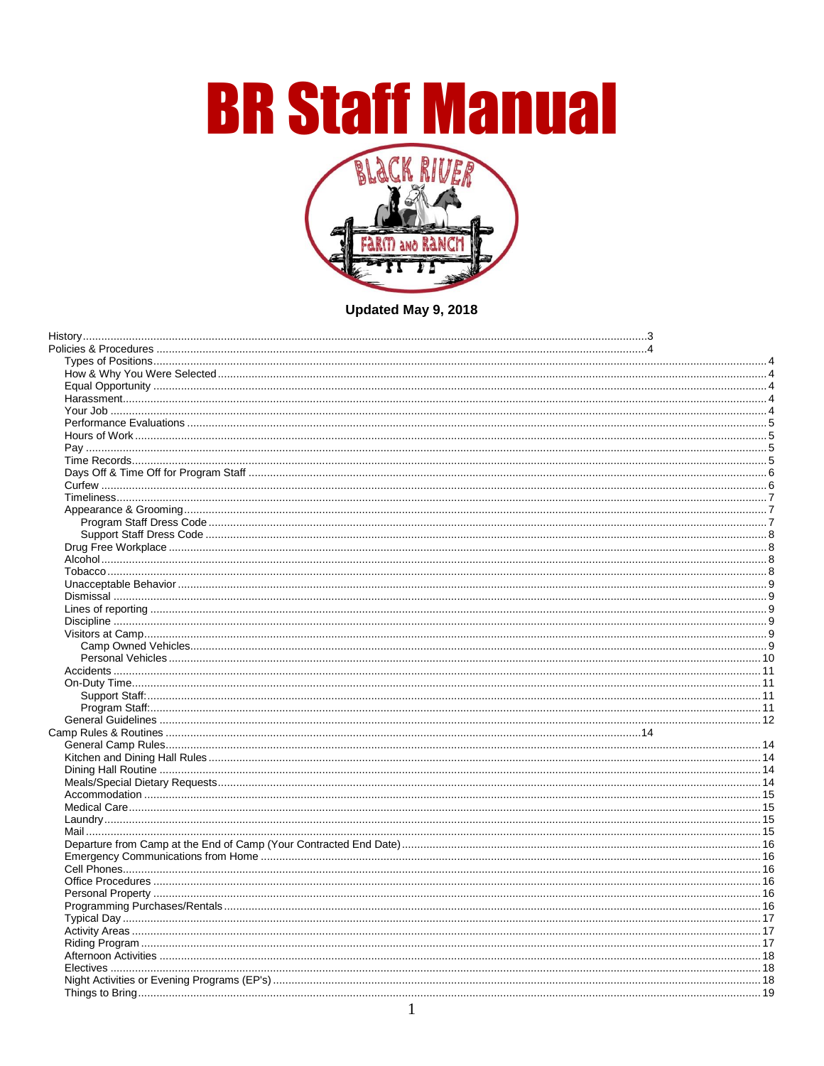# BR Staff Manual

**Updated May 9, 2018**

- History ... 3
- Policies & Procedures ... 4
  - Types of Positions ... 4
  - How & Why You Were Selected ... 4
  - Equal Opportunity ... 4
  - Harassment ... 4
  - Your Job ... 4
  - Performance Evaluations ... 5
  - Hours of Work ... 5
  - Pay ... 5
  - Time Records ... 5
  - Days Off & Time Off for Program Staff ... 6
  - Curfew ... 6
  - Timeliness ... 7
  - Appearance & Grooming ... 7
    - Program Staff Dress Code ... 7
    - Support Staff Dress Code ... 8
  - Drug Free Workplace ... 8
  - Alcohol ... 8
  - Tobacco ... 8
  - Unacceptable Behavior ... 9
  - Dismissal ... 9
  - Lines of reporting ... 9
  - Discipline ... 9
  - Visitors at Camp ... 9
    - Camp Owned Vehicles ... 9
    - Personal Vehicles ... 10
  - Accidents ... 11
  - On-Duty Time ... 11
    - Support Staff: ... 11
    - Program Staff: ... 11
  - General Guidelines ... 12
- Camp Rules & Routines ... 14
  - General Camp Rules ... 14
  - Kitchen and Dining Hall Rules ... 14
  - Dining Hall Routine ... 14
  - Meals/Special Dietary Requests ... 14
  - Accommodation ... 15
  - Medical Care ... 15
  - Laundry ... 15
  - Mail ... 15
  - Departure from Camp at the End of Camp (Your Contracted End Date) ... 16
  - Emergency Communications from Home ... 16
  - Cell Phones ... 16
  - Office Procedures ... 16
  - Personal Property ... 16
  - Programming Purchases/Rentals ... 16
  - Typical Day ... 17
  - Activity Areas ... 17
  - Riding Program ... 17
  - Afternoon Activities ... 18
  - Electives ... 18
  - Night Activities or Evening Programs (EP's) ... 18
  - Things to Bring ... 19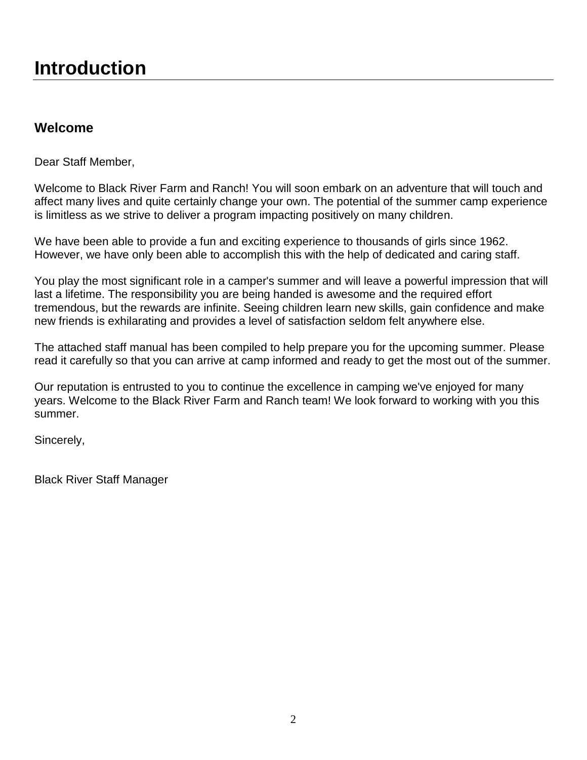# Introduction

## Welcome

Dear Staff Member,

Welcome to Black River Farm and Ranch! You will soon embark on an adventure that will touch and affect many lives and quite certainly change your own. The potential of the summer camp experience is limitless as we strive to deliver a program impacting positively on many children.

We have been able to provide a fun and exciting experience to thousands of girls since 1962. However, we have only been able to accomplish this with the help of dedicated and caring staff.

You play the most significant role in a camper's summer and will leave a powerful impression that will last a lifetime. The responsibility you are being handed is awesome and the required effort tremendous, but the rewards are infinite. Seeing children learn new skills, gain confidence and make new friends is exhilarating and provides a level of satisfaction seldom felt anywhere else.

The attached staff manual has been compiled to help prepare you for the upcoming summer. Please read it carefully so that you can arrive at camp informed and ready to get the most out of the summer.

Our reputation is entrusted to you to continue the excellence in camping we've enjoyed for many years. Welcome to the Black River Farm and Ranch team! We look forward to working with you this summer.

Sincerely,

Black River Staff Manager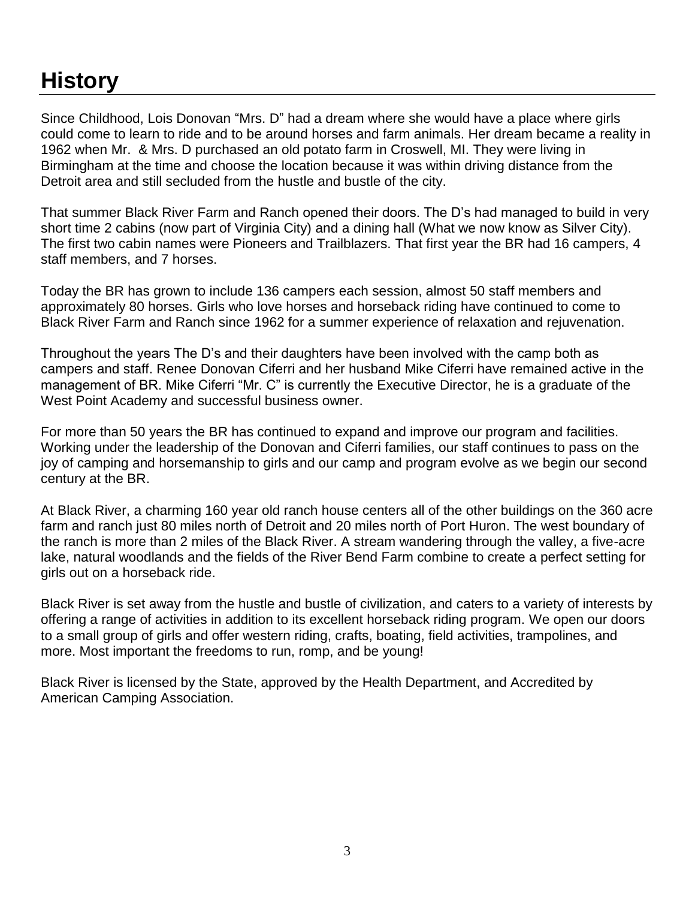# History

Since Childhood, Lois Donovan "Mrs. D" had a dream where she would have a place where girls could come to learn to ride and to be around horses and farm animals. Her dream became a reality in 1962 when Mr. & Mrs. D purchased an old potato farm in Croswell, MI. They were living in Birmingham at the time and choose the location because it was within driving distance from the Detroit area and still secluded from the hustle and bustle of the city.

That summer Black River Farm and Ranch opened their doors. The D's had managed to build in very short time 2 cabins (now part of Virginia City) and a dining hall (What we now know as Silver City). The first two cabin names were Pioneers and Trailblazers. That first year the BR had 16 campers, 4 staff members, and 7 horses.

Today the BR has grown to include 136 campers each session, almost 50 staff members and approximately 80 horses. Girls who love horses and horseback riding have continued to come to Black River Farm and Ranch since 1962 for a summer experience of relaxation and rejuvenation.

Throughout the years The D's and their daughters have been involved with the camp both as campers and staff. Renee Donovan Ciferri and her husband Mike Ciferri have remained active in the management of BR. Mike Ciferri "Mr. C" is currently the Executive Director, he is a graduate of the West Point Academy and successful business owner.

For more than 50 years the BR has continued to expand and improve our program and facilities. Working under the leadership of the Donovan and Ciferri families, our staff continues to pass on the joy of camping and horsemanship to girls and our camp and program evolve as we begin our second century at the BR.

At Black River, a charming 160 year old ranch house centers all of the other buildings on the 360 acre farm and ranch just 80 miles north of Detroit and 20 miles north of Port Huron. The west boundary of the ranch is more than 2 miles of the Black River. A stream wandering through the valley, a five-acre lake, natural woodlands and the fields of the River Bend Farm combine to create a perfect setting for girls out on a horseback ride.

Black River is set away from the hustle and bustle of civilization, and caters to a variety of interests by offering a range of activities in addition to its excellent horseback riding program. We open our doors to a small group of girls and offer western riding, crafts, boating, field activities, trampolines, and more. Most important the freedoms to run, romp, and be young!

Black River is licensed by the State, approved by the Health Department, and Accredited by American Camping Association.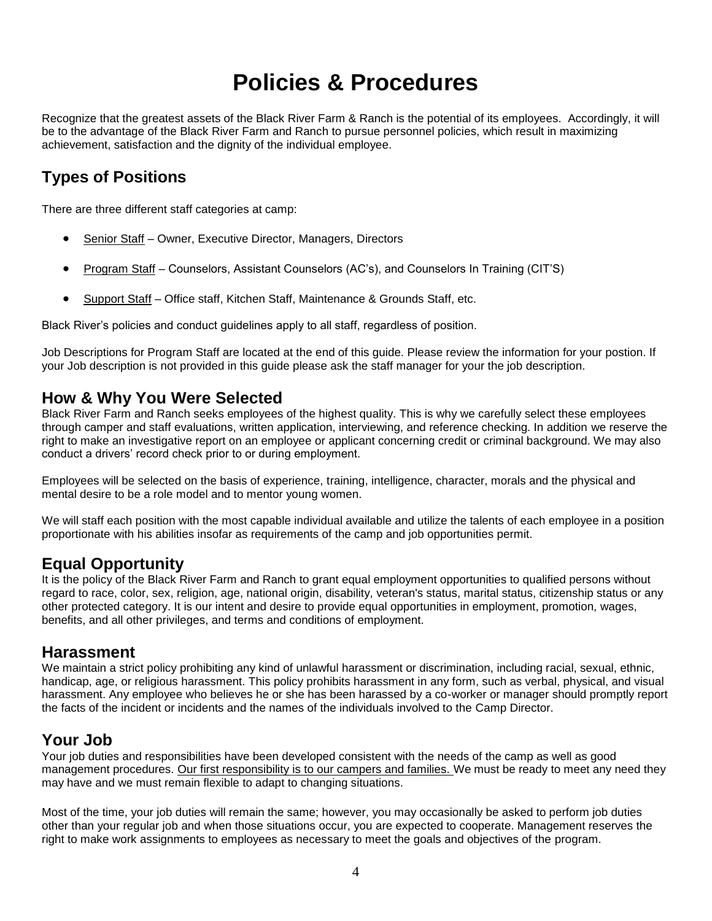# Policies & Procedures

Recognize that the greatest assets of the Black River Farm & Ranch is the potential of its employees. Accordingly, it will be to the advantage of the Black River Farm and Ranch to pursue personnel policies, which result in maximizing achievement, satisfaction and the dignity of the individual employee.

## Types of Positions

There are three different staff categories at camp:

- Senior Staff – Owner, Executive Director, Managers, Directors
- Program Staff – Counselors, Assistant Counselors (AC's), and Counselors In Training (CIT'S)
- Support Staff – Office staff, Kitchen Staff, Maintenance & Grounds Staff, etc.

Black River's policies and conduct guidelines apply to all staff, regardless of position.

Job Descriptions for Program Staff are located at the end of this guide. Please review the information for your postion. If your Job description is not provided in this guide please ask the staff manager for your the job description.

## How & Why You Were Selected

Black River Farm and Ranch seeks employees of the highest quality. This is why we carefully select these employees through camper and staff evaluations, written application, interviewing, and reference checking. In addition we reserve the right to make an investigative report on an employee or applicant concerning credit or criminal background. We may also conduct a drivers' record check prior to or during employment.

Employees will be selected on the basis of experience, training, intelligence, character, morals and the physical and mental desire to be a role model and to mentor young women.

We will staff each position with the most capable individual available and utilize the talents of each employee in a position proportionate with his abilities insofar as requirements of the camp and job opportunities permit.

## Equal Opportunity

It is the policy of the Black River Farm and Ranch to grant equal employment opportunities to qualified persons without regard to race, color, sex, religion, age, national origin, disability, veteran's status, marital status, citizenship status or any other protected category. It is our intent and desire to provide equal opportunities in employment, promotion, wages, benefits, and all other privileges, and terms and conditions of employment.

## Harassment

We maintain a strict policy prohibiting any kind of unlawful harassment or discrimination, including racial, sexual, ethnic, handicap, age, or religious harassment. This policy prohibits harassment in any form, such as verbal, physical, and visual harassment. Any employee who believes he or she has been harassed by a co-worker or manager should promptly report the facts of the incident or incidents and the names of the individuals involved to the Camp Director.

## Your Job

Your job duties and responsibilities have been developed consistent with the needs of the camp as well as good management procedures. Our first responsibility is to our campers and families. We must be ready to meet any need they may have and we must remain flexible to adapt to changing situations.

Most of the time, your job duties will remain the same; however, you may occasionally be asked to perform job duties other than your regular job and when those situations occur, you are expected to cooperate. Management reserves the right to make work assignments to employees as necessary to meet the goals and objectives of the program.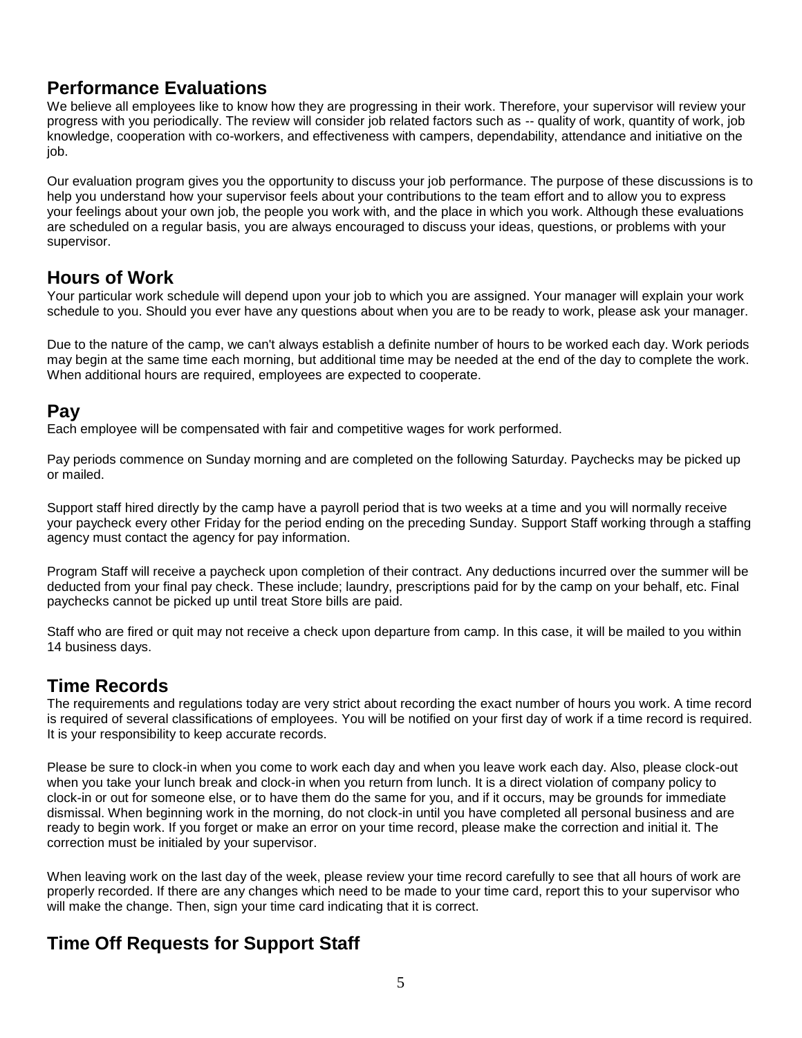## Performance Evaluations

We believe all employees like to know how they are progressing in their work. Therefore, your supervisor will review your progress with you periodically. The review will consider job related factors such as -- quality of work, quantity of work, job knowledge, cooperation with co-workers, and effectiveness with campers, dependability, attendance and initiative on the job.

Our evaluation program gives you the opportunity to discuss your job performance. The purpose of these discussions is to help you understand how your supervisor feels about your contributions to the team effort and to allow you to express your feelings about your own job, the people you work with, and the place in which you work. Although these evaluations are scheduled on a regular basis, you are always encouraged to discuss your ideas, questions, or problems with your supervisor.

## Hours of Work

Your particular work schedule will depend upon your job to which you are assigned. Your manager will explain your work schedule to you. Should you ever have any questions about when you are to be ready to work, please ask your manager.

Due to the nature of the camp, we can't always establish a definite number of hours to be worked each day. Work periods may begin at the same time each morning, but additional time may be needed at the end of the day to complete the work. When additional hours are required, employees are expected to cooperate.

## Pay

Each employee will be compensated with fair and competitive wages for work performed.

Pay periods commence on Sunday morning and are completed on the following Saturday. Paychecks may be picked up or mailed.

Support staff hired directly by the camp have a payroll period that is two weeks at a time and you will normally receive your paycheck every other Friday for the period ending on the preceding Sunday. Support Staff working through a staffing agency must contact the agency for pay information.

Program Staff will receive a paycheck upon completion of their contract. Any deductions incurred over the summer will be deducted from your final pay check. These include; laundry, prescriptions paid for by the camp on your behalf, etc. Final paychecks cannot be picked up until treat Store bills are paid.

Staff who are fired or quit may not receive a check upon departure from camp. In this case, it will be mailed to you within 14 business days.

## Time Records

The requirements and regulations today are very strict about recording the exact number of hours you work. A time record is required of several classifications of employees. You will be notified on your first day of work if a time record is required. It is your responsibility to keep accurate records.

Please be sure to clock-in when you come to work each day and when you leave work each day. Also, please clock-out when you take your lunch break and clock-in when you return from lunch. It is a direct violation of company policy to clock-in or out for someone else, or to have them do the same for you, and if it occurs, may be grounds for immediate dismissal. When beginning work in the morning, do not clock-in until you have completed all personal business and are ready to begin work. If you forget or make an error on your time record, please make the correction and initial it. The correction must be initialed by your supervisor.

When leaving work on the last day of the week, please review your time record carefully to see that all hours of work are properly recorded. If there are any changes which need to be made to your time card, report this to your supervisor who will make the change. Then, sign your time card indicating that it is correct.

## Time Off Requests for Support Staff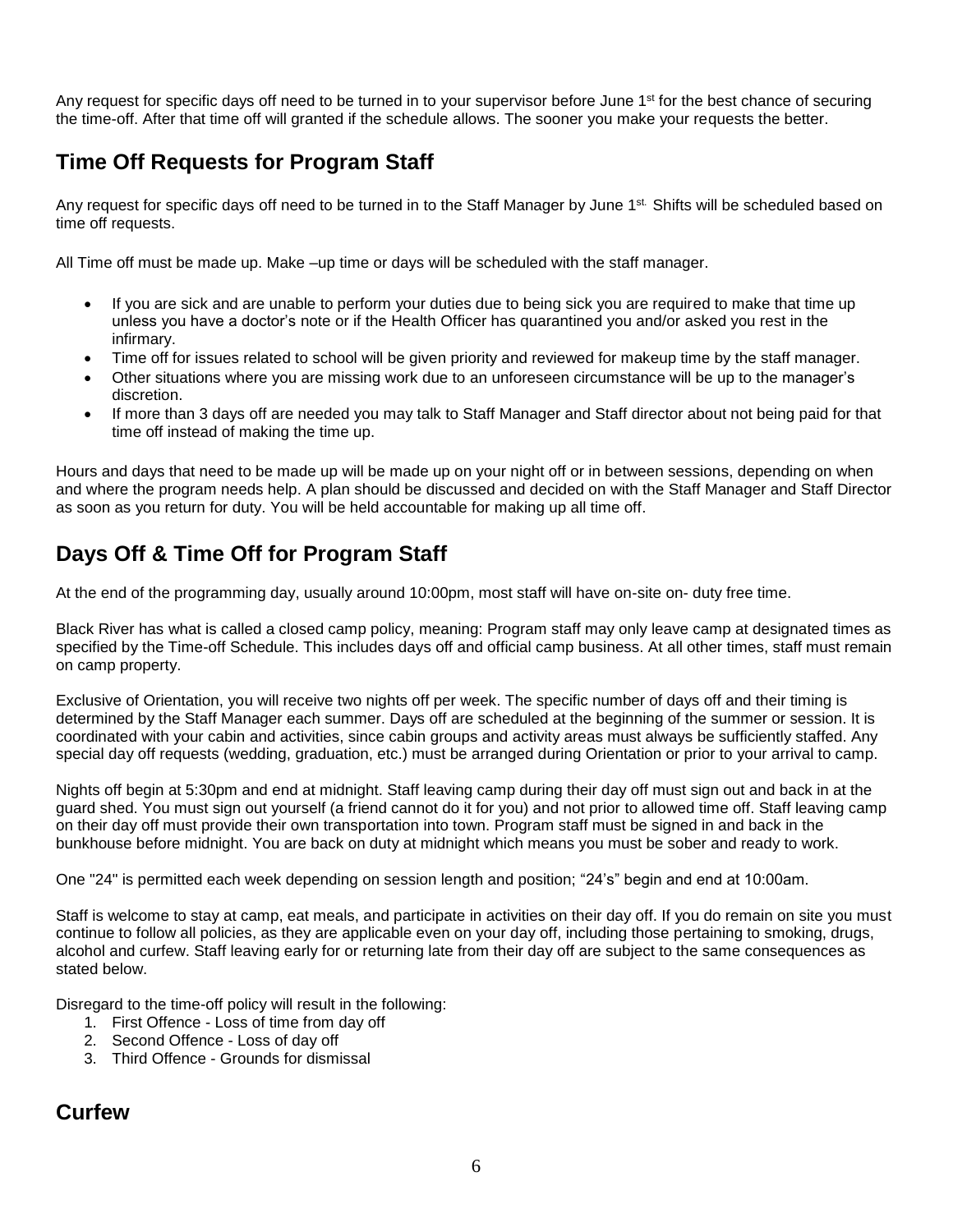Any request for specific days off need to be turned in to your supervisor before June 1st for the best chance of securing the time-off. After that time off will granted if the schedule allows. The sooner you make your requests the better.

## Time Off Requests for Program Staff

Any request for specific days off need to be turned in to the Staff Manager by June 1st. Shifts will be scheduled based on time off requests.

All Time off must be made up. Make –up time or days will be scheduled with the staff manager.

- If you are sick and are unable to perform your duties due to being sick you are required to make that time up unless you have a doctor's note or if the Health Officer has quarantined you and/or asked you rest in the infirmary.
- Time off for issues related to school will be given priority and reviewed for makeup time by the staff manager.
- Other situations where you are missing work due to an unforeseen circumstance will be up to the manager's discretion.
- If more than 3 days off are needed you may talk to Staff Manager and Staff director about not being paid for that time off instead of making the time up.

Hours and days that need to be made up will be made up on your night off or in between sessions, depending on when and where the program needs help. A plan should be discussed and decided on with the Staff Manager and Staff Director as soon as you return for duty. You will be held accountable for making up all time off.

## Days Off & Time Off for Program Staff

At the end of the programming day, usually around 10:00pm, most staff will have on-site on- duty free time.

Black River has what is called a closed camp policy, meaning: Program staff may only leave camp at designated times as specified by the Time-off Schedule. This includes days off and official camp business. At all other times, staff must remain on camp property.

Exclusive of Orientation, you will receive two nights off per week. The specific number of days off and their timing is determined by the Staff Manager each summer. Days off are scheduled at the beginning of the summer or session. It is coordinated with your cabin and activities, since cabin groups and activity areas must always be sufficiently staffed. Any special day off requests (wedding, graduation, etc.) must be arranged during Orientation or prior to your arrival to camp.

Nights off begin at 5:30pm and end at midnight. Staff leaving camp during their day off must sign out and back in at the guard shed. You must sign out yourself (a friend cannot do it for you) and not prior to allowed time off. Staff leaving camp on their day off must provide their own transportation into town. Program staff must be signed in and back in the bunkhouse before midnight. You are back on duty at midnight which means you must be sober and ready to work.

One "24" is permitted each week depending on session length and position; "24's" begin and end at 10:00am.

Staff is welcome to stay at camp, eat meals, and participate in activities on their day off. If you do remain on site you must continue to follow all policies, as they are applicable even on your day off, including those pertaining to smoking, drugs, alcohol and curfew. Staff leaving early for or returning late from their day off are subject to the same consequences as stated below.

Disregard to the time-off policy will result in the following:

1. First Offence - Loss of time from day off
2. Second Offence - Loss of day off
3. Third Offence - Grounds for dismissal

## Curfew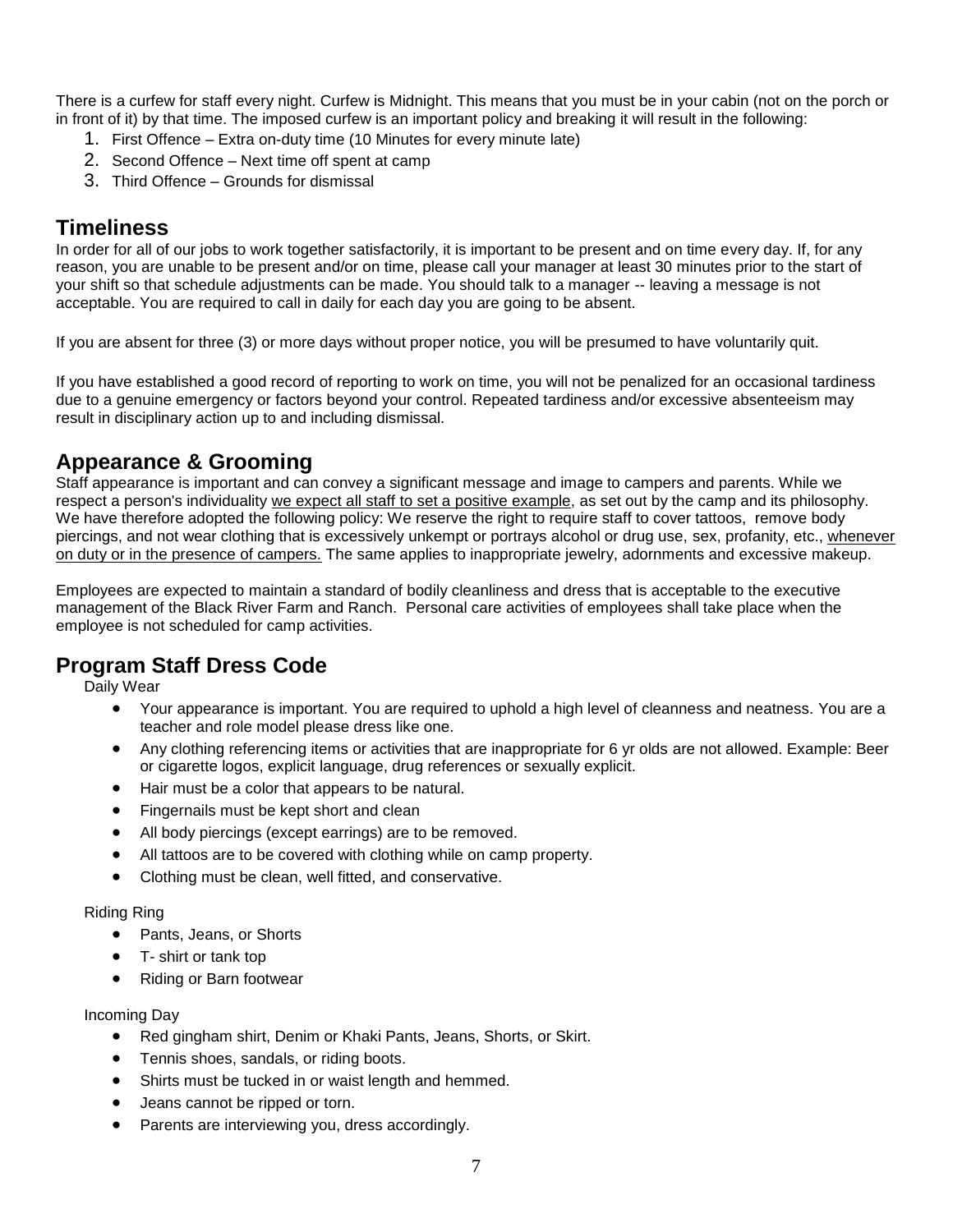There is a curfew for staff every night. Curfew is Midnight. This means that you must be in your cabin (not on the porch or in front of it) by that time. The imposed curfew is an important policy and breaking it will result in the following:

1. First Offence – Extra on-duty time (10 Minutes for every minute late)
2. Second Offence – Next time off spent at camp
3. Third Offence – Grounds for dismissal

## Timeliness

In order for all of our jobs to work together satisfactorily, it is important to be present and on time every day. If, for any reason, you are unable to be present and/or on time, please call your manager at least 30 minutes prior to the start of your shift so that schedule adjustments can be made. You should talk to a manager -- leaving a message is not acceptable. You are required to call in daily for each day you are going to be absent.

If you are absent for three (3) or more days without proper notice, you will be presumed to have voluntarily quit.

If you have established a good record of reporting to work on time, you will not be penalized for an occasional tardiness due to a genuine emergency or factors beyond your control. Repeated tardiness and/or excessive absenteeism may result in disciplinary action up to and including dismissal.

## Appearance & Grooming

Staff appearance is important and can convey a significant message and image to campers and parents. While we respect a person's individuality <u>we expect all staff to set a positive example</u>, as set out by the camp and its philosophy. We have therefore adopted the following policy: We reserve the right to require staff to cover tattoos, remove body piercings, and not wear clothing that is excessively unkempt or portrays alcohol or drug use, sex, profanity, etc., <u>whenever on duty or in the presence of campers.</u> The same applies to inappropriate jewelry, adornments and excessive makeup.

Employees are expected to maintain a standard of bodily cleanliness and dress that is acceptable to the executive management of the Black River Farm and Ranch. Personal care activities of employees shall take place when the employee is not scheduled for camp activities.

## Program Staff Dress Code

Daily Wear

- Your appearance is important. You are required to uphold a high level of cleanness and neatness. You are a teacher and role model please dress like one.
- Any clothing referencing items or activities that are inappropriate for 6 yr olds are not allowed. Example: Beer or cigarette logos, explicit language, drug references or sexually explicit.
- Hair must be a color that appears to be natural.
- Fingernails must be kept short and clean
- All body piercings (except earrings) are to be removed.
- All tattoos are to be covered with clothing while on camp property.
- Clothing must be clean, well fitted, and conservative.

Riding Ring

- Pants, Jeans, or Shorts
- T- shirt or tank top
- Riding or Barn footwear

Incoming Day

- Red gingham shirt, Denim or Khaki Pants, Jeans, Shorts, or Skirt.
- Tennis shoes, sandals, or riding boots.
- Shirts must be tucked in or waist length and hemmed.
- Jeans cannot be ripped or torn.
- Parents are interviewing you, dress accordingly.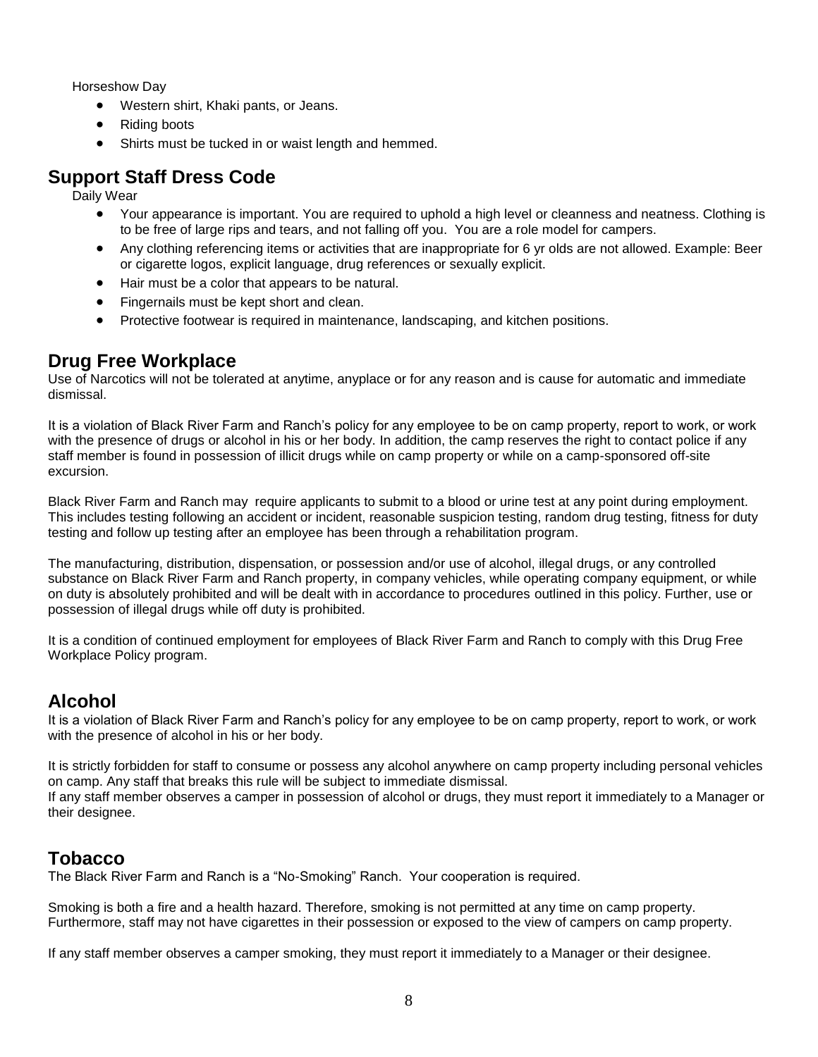Horseshow Day

- Western shirt, Khaki pants, or Jeans.
- Riding boots
- Shirts must be tucked in or waist length and hemmed.

## Support Staff Dress Code

Daily Wear

- Your appearance is important. You are required to uphold a high level or cleanness and neatness. Clothing is to be free of large rips and tears, and not falling off you. You are a role model for campers.
- Any clothing referencing items or activities that are inappropriate for 6 yr olds are not allowed. Example: Beer or cigarette logos, explicit language, drug references or sexually explicit.
- Hair must be a color that appears to be natural.
- Fingernails must be kept short and clean.
- Protective footwear is required in maintenance, landscaping, and kitchen positions.

## Drug Free Workplace

Use of Narcotics will not be tolerated at anytime, anyplace or for any reason and is cause for automatic and immediate dismissal.

It is a violation of Black River Farm and Ranch's policy for any employee to be on camp property, report to work, or work with the presence of drugs or alcohol in his or her body. In addition, the camp reserves the right to contact police if any staff member is found in possession of illicit drugs while on camp property or while on a camp-sponsored off-site excursion.

Black River Farm and Ranch may require applicants to submit to a blood or urine test at any point during employment. This includes testing following an accident or incident, reasonable suspicion testing, random drug testing, fitness for duty testing and follow up testing after an employee has been through a rehabilitation program.

The manufacturing, distribution, dispensation, or possession and/or use of alcohol, illegal drugs, or any controlled substance on Black River Farm and Ranch property, in company vehicles, while operating company equipment, or while on duty is absolutely prohibited and will be dealt with in accordance to procedures outlined in this policy. Further, use or possession of illegal drugs while off duty is prohibited.

It is a condition of continued employment for employees of Black River Farm and Ranch to comply with this Drug Free Workplace Policy program.

## Alcohol

It is a violation of Black River Farm and Ranch's policy for any employee to be on camp property, report to work, or work with the presence of alcohol in his or her body.

It is strictly forbidden for staff to consume or possess any alcohol anywhere on camp property including personal vehicles on camp. Any staff that breaks this rule will be subject to immediate dismissal.
If any staff member observes a camper in possession of alcohol or drugs, they must report it immediately to a Manager or their designee.

## Tobacco

The Black River Farm and Ranch is a "No-Smoking" Ranch. Your cooperation is required.

Smoking is both a fire and a health hazard. Therefore, smoking is not permitted at any time on camp property. Furthermore, staff may not have cigarettes in their possession or exposed to the view of campers on camp property.

If any staff member observes a camper smoking, they must report it immediately to a Manager or their designee.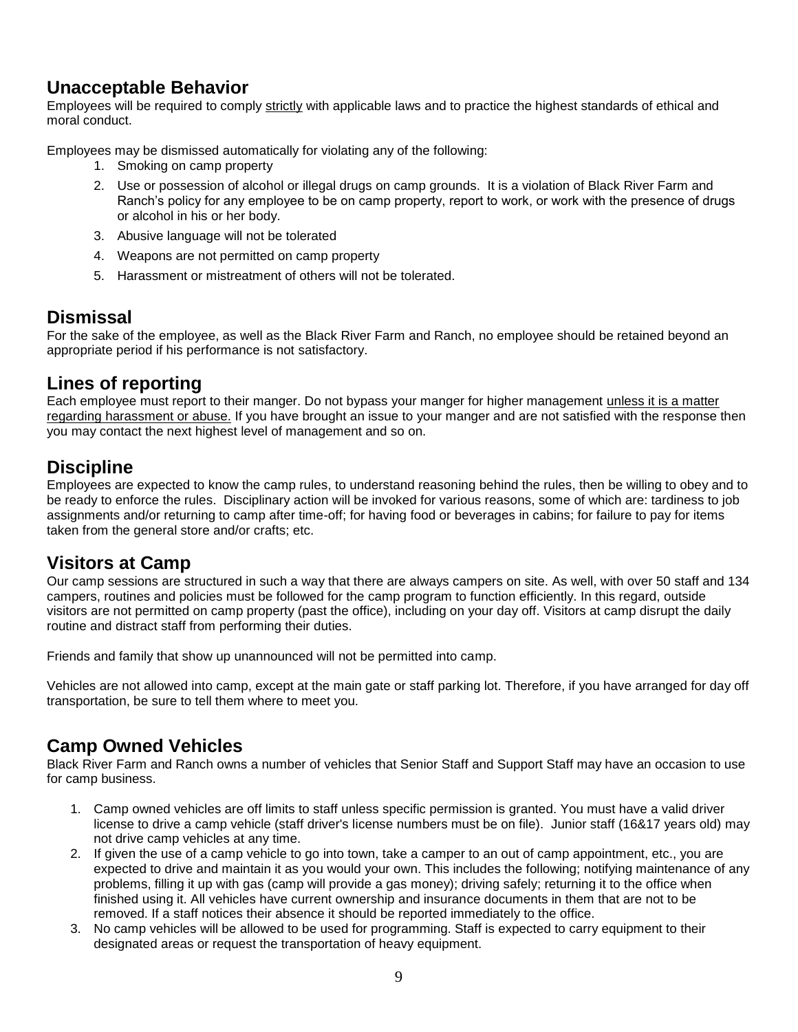## Unacceptable Behavior

Employees will be required to comply strictly with applicable laws and to practice the highest standards of ethical and moral conduct.

Employees may be dismissed automatically for violating any of the following:

1. Smoking on camp property
2. Use or possession of alcohol or illegal drugs on camp grounds. It is a violation of Black River Farm and Ranch's policy for any employee to be on camp property, report to work, or work with the presence of drugs or alcohol in his or her body.
3. Abusive language will not be tolerated
4. Weapons are not permitted on camp property
5. Harassment or mistreatment of others will not be tolerated.

## Dismissal

For the sake of the employee, as well as the Black River Farm and Ranch, no employee should be retained beyond an appropriate period if his performance is not satisfactory.

## Lines of reporting

Each employee must report to their manger. Do not bypass your manger for higher management unless it is a matter regarding harassment or abuse. If you have brought an issue to your manger and are not satisfied with the response then you may contact the next highest level of management and so on.

## Discipline

Employees are expected to know the camp rules, to understand reasoning behind the rules, then be willing to obey and to be ready to enforce the rules. Disciplinary action will be invoked for various reasons, some of which are: tardiness to job assignments and/or returning to camp after time-off; for having food or beverages in cabins; for failure to pay for items taken from the general store and/or crafts; etc.

## Visitors at Camp

Our camp sessions are structured in such a way that there are always campers on site. As well, with over 50 staff and 134 campers, routines and policies must be followed for the camp program to function efficiently. In this regard, outside visitors are not permitted on camp property (past the office), including on your day off. Visitors at camp disrupt the daily routine and distract staff from performing their duties.

Friends and family that show up unannounced will not be permitted into camp.

Vehicles are not allowed into camp, except at the main gate or staff parking lot. Therefore, if you have arranged for day off transportation, be sure to tell them where to meet you.

## Camp Owned Vehicles

Black River Farm and Ranch owns a number of vehicles that Senior Staff and Support Staff may have an occasion to use for camp business.

1. Camp owned vehicles are off limits to staff unless specific permission is granted. You must have a valid driver license to drive a camp vehicle (staff driver's license numbers must be on file). Junior staff (16&17 years old) may not drive camp vehicles at any time.
2. If given the use of a camp vehicle to go into town, take a camper to an out of camp appointment, etc., you are expected to drive and maintain it as you would your own. This includes the following; notifying maintenance of any problems, filling it up with gas (camp will provide a gas money); driving safely; returning it to the office when finished using it. All vehicles have current ownership and insurance documents in them that are not to be removed. If a staff notices their absence it should be reported immediately to the office.
3. No camp vehicles will be allowed to be used for programming. Staff is expected to carry equipment to their designated areas or request the transportation of heavy equipment.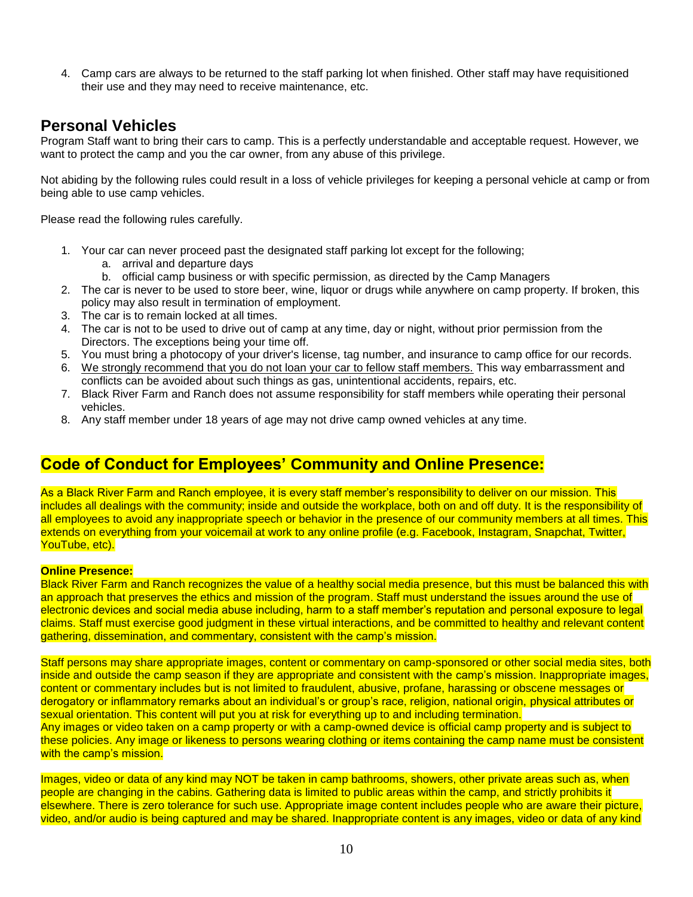4. Camp cars are always to be returned to the staff parking lot when finished. Other staff may have requisitioned their use and they may need to receive maintenance, etc.

## Personal Vehicles

Program Staff want to bring their cars to camp. This is a perfectly understandable and acceptable request. However, we want to protect the camp and you the car owner, from any abuse of this privilege.

Not abiding by the following rules could result in a loss of vehicle privileges for keeping a personal vehicle at camp or from being able to use camp vehicles.

Please read the following rules carefully.

1. Your car can never proceed past the designated staff parking lot except for the following;
   a. arrival and departure days
   b. official camp business or with specific permission, as directed by the Camp Managers
2. The car is never to be used to store beer, wine, liquor or drugs while anywhere on camp property. If broken, this policy may also result in termination of employment.
3. The car is to remain locked at all times.
4. The car is not to be used to drive out of camp at any time, day or night, without prior permission from the Directors. The exceptions being your time off.
5. You must bring a photocopy of your driver's license, tag number, and insurance to camp office for our records.
6. We strongly recommend that you do not loan your car to fellow staff members. This way embarrassment and conflicts can be avoided about such things as gas, unintentional accidents, repairs, etc.
7. Black River Farm and Ranch does not assume responsibility for staff members while operating their personal vehicles.
8. Any staff member under 18 years of age may not drive camp owned vehicles at any time.

## Code of Conduct for Employees' Community and Online Presence:

As a Black River Farm and Ranch employee, it is every staff member's responsibility to deliver on our mission. This includes all dealings with the community; inside and outside the workplace, both on and off duty. It is the responsibility of all employees to avoid any inappropriate speech or behavior in the presence of our community members at all times. This extends on everything from your voicemail at work to any online profile (e.g. Facebook, Instagram, Snapchat, Twitter, YouTube, etc).

**Online Presence:**

Black River Farm and Ranch recognizes the value of a healthy social media presence, but this must be balanced this with an approach that preserves the ethics and mission of the program. Staff must understand the issues around the use of electronic devices and social media abuse including, harm to a staff member's reputation and personal exposure to legal claims. Staff must exercise good judgment in these virtual interactions, and be committed to healthy and relevant content gathering, dissemination, and commentary, consistent with the camp's mission.

Staff persons may share appropriate images, content or commentary on camp-sponsored or other social media sites, both inside and outside the camp season if they are appropriate and consistent with the camp's mission. Inappropriate images, content or commentary includes but is not limited to fraudulent, abusive, profane, harassing or obscene messages or derogatory or inflammatory remarks about an individual's or group's race, religion, national origin, physical attributes or sexual orientation. This content will put you at risk for everything up to and including termination.
Any images or video taken on a camp property or with a camp-owned device is official camp property and is subject to these policies. Any image or likeness to persons wearing clothing or items containing the camp name must be consistent with the camp's mission.

Images, video or data of any kind may NOT be taken in camp bathrooms, showers, other private areas such as, when people are changing in the cabins. Gathering data is limited to public areas within the camp, and strictly prohibits it elsewhere. There is zero tolerance for such use. Appropriate image content includes people who are aware their picture, video, and/or audio is being captured and may be shared. Inappropriate content is any images, video or data of any kind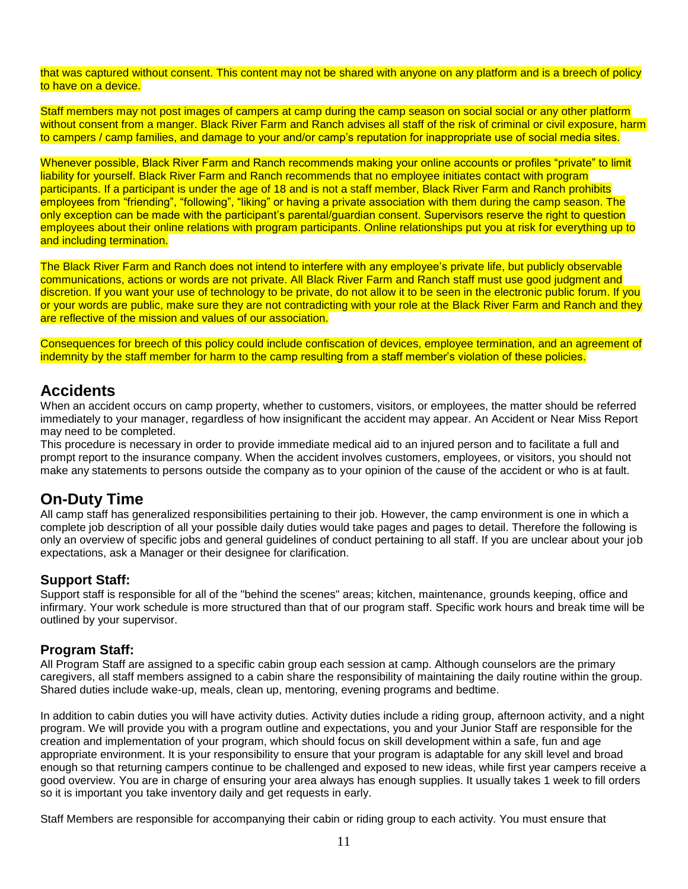that was captured without consent. This content may not be shared with anyone on any platform and is a breech of policy to have on a device.

Staff members may not post images of campers at camp during the camp season on social social or any other platform without consent from a manger. Black River Farm and Ranch advises all staff of the risk of criminal or civil exposure, harm to campers / camp families, and damage to your and/or camp's reputation for inappropriate use of social media sites.

Whenever possible, Black River Farm and Ranch recommends making your online accounts or profiles "private" to limit liability for yourself. Black River Farm and Ranch recommends that no employee initiates contact with program participants. If a participant is under the age of 18 and is not a staff member, Black River Farm and Ranch prohibits employees from "friending", "following", "liking" or having a private association with them during the camp season. The only exception can be made with the participant's parental/guardian consent. Supervisors reserve the right to question employees about their online relations with program participants. Online relationships put you at risk for everything up to and including termination.

The Black River Farm and Ranch does not intend to interfere with any employee's private life, but publicly observable communications, actions or words are not private. All Black River Farm and Ranch staff must use good judgment and discretion. If you want your use of technology to be private, do not allow it to be seen in the electronic public forum. If you or your words are public, make sure they are not contradicting with your role at the Black River Farm and Ranch and they are reflective of the mission and values of our association.

Consequences for breech of this policy could include confiscation of devices, employee termination, and an agreement of indemnity by the staff member for harm to the camp resulting from a staff member's violation of these policies.

## Accidents

When an accident occurs on camp property, whether to customers, visitors, or employees, the matter should be referred immediately to your manager, regardless of how insignificant the accident may appear. An Accident or Near Miss Report may need to be completed.

This procedure is necessary in order to provide immediate medical aid to an injured person and to facilitate a full and prompt report to the insurance company. When the accident involves customers, employees, or visitors, you should not make any statements to persons outside the company as to your opinion of the cause of the accident or who is at fault.

## On-Duty Time

All camp staff has generalized responsibilities pertaining to their job. However, the camp environment is one in which a complete job description of all your possible daily duties would take pages and pages to detail. Therefore the following is only an overview of specific jobs and general guidelines of conduct pertaining to all staff. If you are unclear about your job expectations, ask a Manager or their designee for clarification.

### Support Staff:

Support staff is responsible for all of the "behind the scenes" areas; kitchen, maintenance, grounds keeping, office and infirmary. Your work schedule is more structured than that of our program staff. Specific work hours and break time will be outlined by your supervisor.

### Program Staff:

All Program Staff are assigned to a specific cabin group each session at camp. Although counselors are the primary caregivers, all staff members assigned to a cabin share the responsibility of maintaining the daily routine within the group. Shared duties include wake-up, meals, clean up, mentoring, evening programs and bedtime.

In addition to cabin duties you will have activity duties. Activity duties include a riding group, afternoon activity, and a night program. We will provide you with a program outline and expectations, you and your Junior Staff are responsible for the creation and implementation of your program, which should focus on skill development within a safe, fun and age appropriate environment. It is your responsibility to ensure that your program is adaptable for any skill level and broad enough so that returning campers continue to be challenged and exposed to new ideas, while first year campers receive a good overview. You are in charge of ensuring your area always has enough supplies. It usually takes 1 week to fill orders so it is important you take inventory daily and get requests in early.

Staff Members are responsible for accompanying their cabin or riding group to each activity. You must ensure that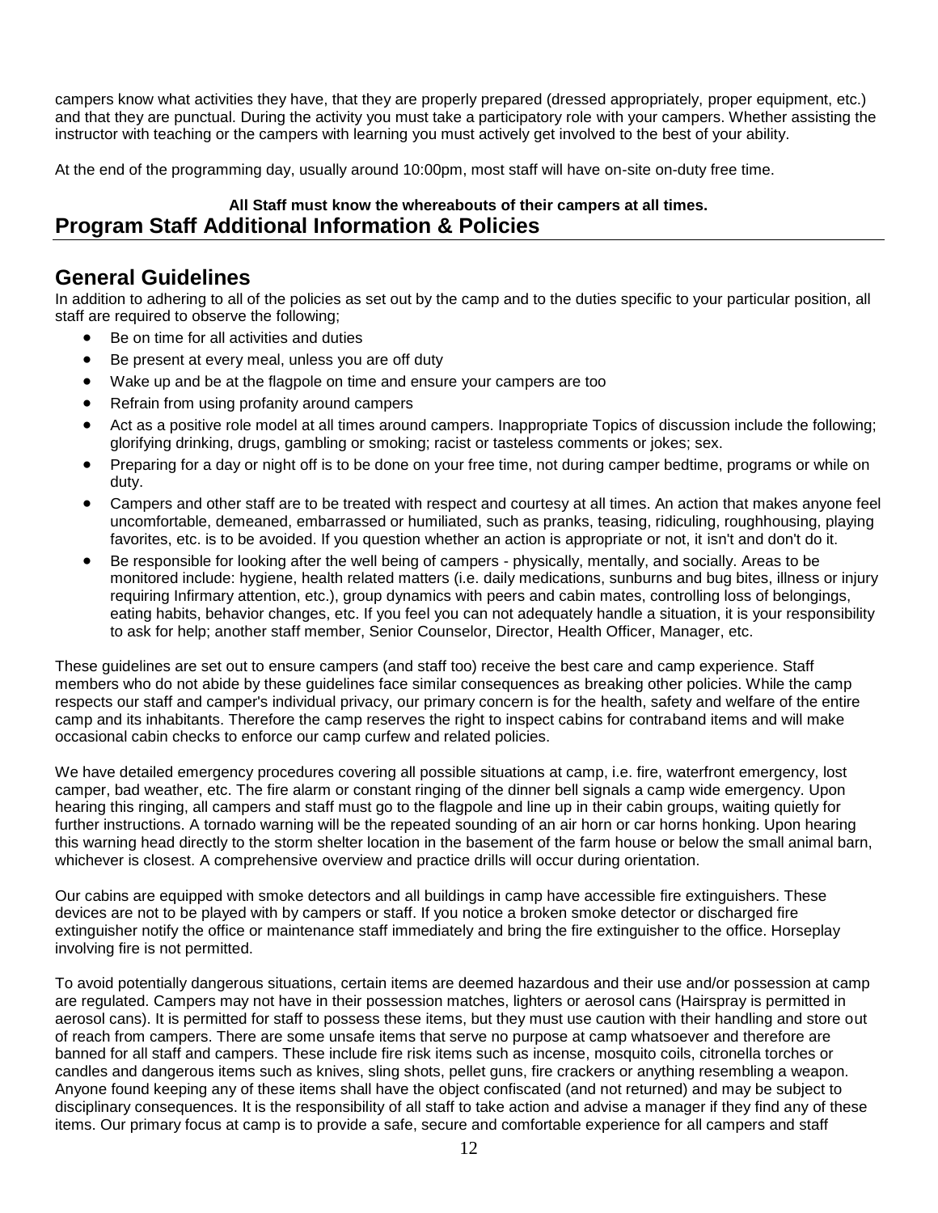campers know what activities they have, that they are properly prepared (dressed appropriately, proper equipment, etc.) and that they are punctual. During the activity you must take a participatory role with your campers. Whether assisting the instructor with teaching or the campers with learning you must actively get involved to the best of your ability.

At the end of the programming day, usually around 10:00pm, most staff will have on-site on-duty free time.

**All Staff must know the whereabouts of their campers at all times.**

# Program Staff Additional Information & Policies

## General Guidelines

In addition to adhering to all of the policies as set out by the camp and to the duties specific to your particular position, all staff are required to observe the following;

- Be on time for all activities and duties
- Be present at every meal, unless you are off duty
- Wake up and be at the flagpole on time and ensure your campers are too
- Refrain from using profanity around campers
- Act as a positive role model at all times around campers. Inappropriate Topics of discussion include the following; glorifying drinking, drugs, gambling or smoking; racist or tasteless comments or jokes; sex.
- Preparing for a day or night off is to be done on your free time, not during camper bedtime, programs or while on duty.
- Campers and other staff are to be treated with respect and courtesy at all times. An action that makes anyone feel uncomfortable, demeaned, embarrassed or humiliated, such as pranks, teasing, ridiculing, roughhousing, playing favorites, etc. is to be avoided. If you question whether an action is appropriate or not, it isn't and don't do it.
- Be responsible for looking after the well being of campers - physically, mentally, and socially. Areas to be monitored include: hygiene, health related matters (i.e. daily medications, sunburns and bug bites, illness or injury requiring Infirmary attention, etc.), group dynamics with peers and cabin mates, controlling loss of belongings, eating habits, behavior changes, etc. If you feel you can not adequately handle a situation, it is your responsibility to ask for help; another staff member, Senior Counselor, Director, Health Officer, Manager, etc.

These guidelines are set out to ensure campers (and staff too) receive the best care and camp experience. Staff members who do not abide by these guidelines face similar consequences as breaking other policies. While the camp respects our staff and camper's individual privacy, our primary concern is for the health, safety and welfare of the entire camp and its inhabitants. Therefore the camp reserves the right to inspect cabins for contraband items and will make occasional cabin checks to enforce our camp curfew and related policies.

We have detailed emergency procedures covering all possible situations at camp, i.e. fire, waterfront emergency, lost camper, bad weather, etc. The fire alarm or constant ringing of the dinner bell signals a camp wide emergency. Upon hearing this ringing, all campers and staff must go to the flagpole and line up in their cabin groups, waiting quietly for further instructions. A tornado warning will be the repeated sounding of an air horn or car horns honking. Upon hearing this warning head directly to the storm shelter location in the basement of the farm house or below the small animal barn, whichever is closest. A comprehensive overview and practice drills will occur during orientation.

Our cabins are equipped with smoke detectors and all buildings in camp have accessible fire extinguishers. These devices are not to be played with by campers or staff. If you notice a broken smoke detector or discharged fire extinguisher notify the office or maintenance staff immediately and bring the fire extinguisher to the office. Horseplay involving fire is not permitted.

To avoid potentially dangerous situations, certain items are deemed hazardous and their use and/or possession at camp are regulated. Campers may not have in their possession matches, lighters or aerosol cans (Hairspray is permitted in aerosol cans). It is permitted for staff to possess these items, but they must use caution with their handling and store out of reach from campers. There are some unsafe items that serve no purpose at camp whatsoever and therefore are banned for all staff and campers. These include fire risk items such as incense, mosquito coils, citronella torches or candles and dangerous items such as knives, sling shots, pellet guns, fire crackers or anything resembling a weapon. Anyone found keeping any of these items shall have the object confiscated (and not returned) and may be subject to disciplinary consequences. It is the responsibility of all staff to take action and advise a manager if they find any of these items. Our primary focus at camp is to provide a safe, secure and comfortable experience for all campers and staff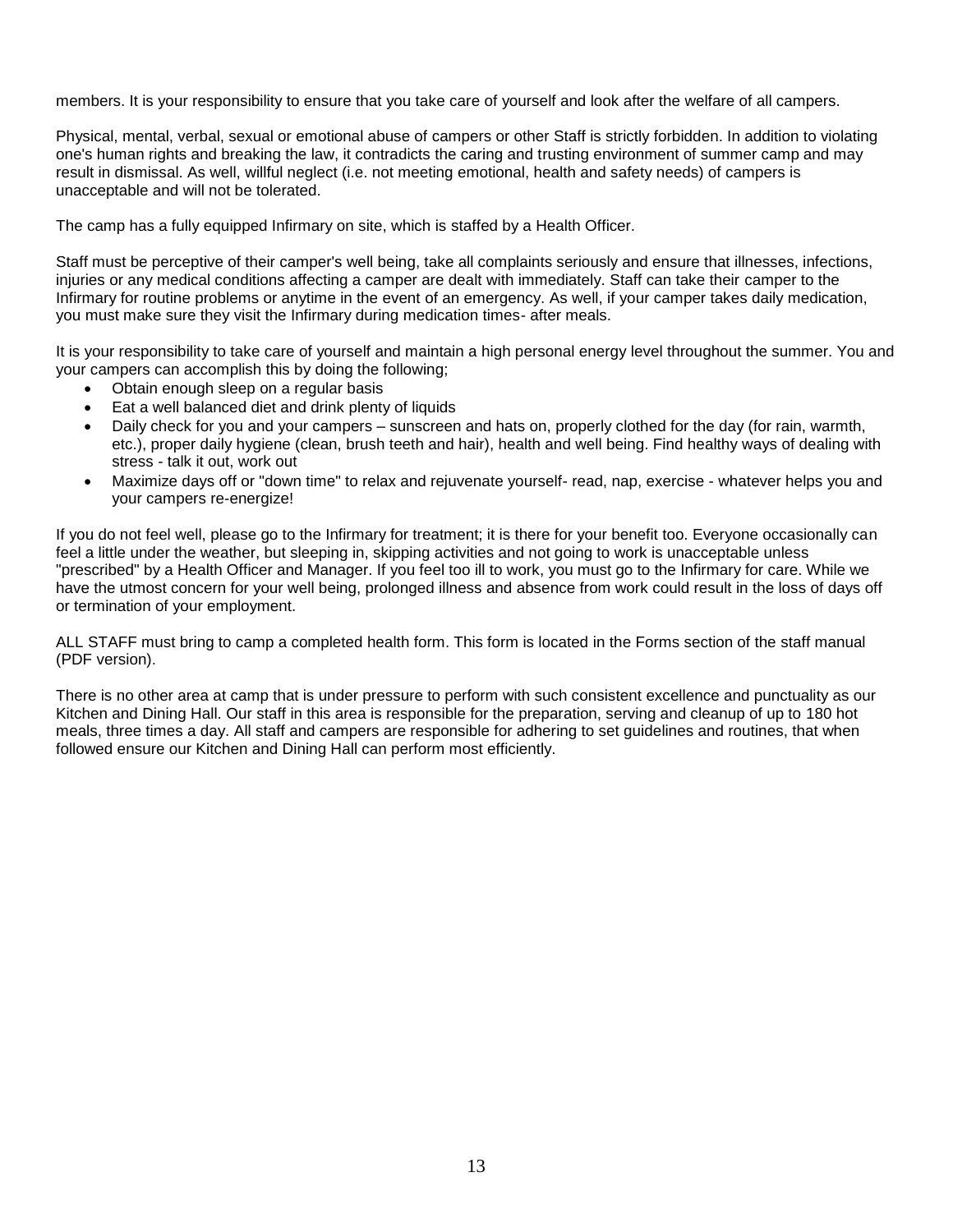members. It is your responsibility to ensure that you take care of yourself and look after the welfare of all campers.

Physical, mental, verbal, sexual or emotional abuse of campers or other Staff is strictly forbidden. In addition to violating one's human rights and breaking the law, it contradicts the caring and trusting environment of summer camp and may result in dismissal. As well, willful neglect (i.e. not meeting emotional, health and safety needs) of campers is unacceptable and will not be tolerated.

The camp has a fully equipped Infirmary on site, which is staffed by a Health Officer.

Staff must be perceptive of their camper's well being, take all complaints seriously and ensure that illnesses, infections, injuries or any medical conditions affecting a camper are dealt with immediately. Staff can take their camper to the Infirmary for routine problems or anytime in the event of an emergency. As well, if your camper takes daily medication, you must make sure they visit the Infirmary during medication times- after meals.

It is your responsibility to take care of yourself and maintain a high personal energy level throughout the summer. You and your campers can accomplish this by doing the following;

- Obtain enough sleep on a regular basis
- Eat a well balanced diet and drink plenty of liquids
- Daily check for you and your campers – sunscreen and hats on, properly clothed for the day (for rain, warmth, etc.), proper daily hygiene (clean, brush teeth and hair), health and well being. Find healthy ways of dealing with stress - talk it out, work out
- Maximize days off or "down time" to relax and rejuvenate yourself- read, nap, exercise - whatever helps you and your campers re-energize!

If you do not feel well, please go to the Infirmary for treatment; it is there for your benefit too. Everyone occasionally can feel a little under the weather, but sleeping in, skipping activities and not going to work is unacceptable unless "prescribed" by a Health Officer and Manager. If you feel too ill to work, you must go to the Infirmary for care. While we have the utmost concern for your well being, prolonged illness and absence from work could result in the loss of days off or termination of your employment.

ALL STAFF must bring to camp a completed health form. This form is located in the Forms section of the staff manual (PDF version).

There is no other area at camp that is under pressure to perform with such consistent excellence and punctuality as our Kitchen and Dining Hall. Our staff in this area is responsible for the preparation, serving and cleanup of up to 180 hot meals, three times a day. All staff and campers are responsible for adhering to set guidelines and routines, that when followed ensure our Kitchen and Dining Hall can perform most efficiently.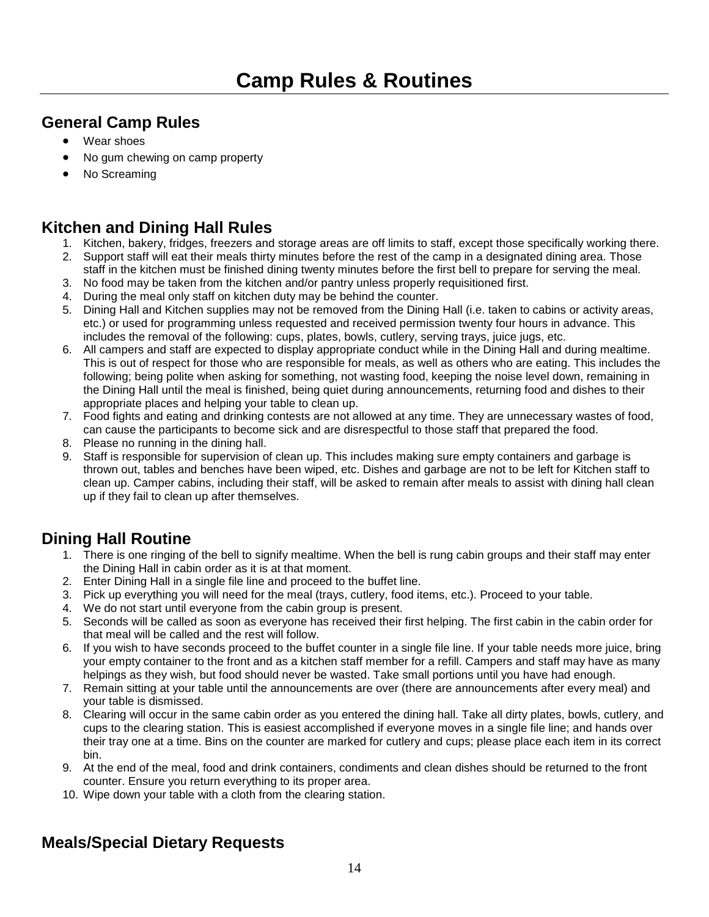# Camp Rules & Routines

## General Camp Rules

- Wear shoes
- No gum chewing on camp property
- No Screaming

## Kitchen and Dining Hall Rules

1. Kitchen, bakery, fridges, freezers and storage areas are off limits to staff, except those specifically working there.
2. Support staff will eat their meals thirty minutes before the rest of the camp in a designated dining area. Those staff in the kitchen must be finished dining twenty minutes before the first bell to prepare for serving the meal.
3. No food may be taken from the kitchen and/or pantry unless properly requisitioned first.
4. During the meal only staff on kitchen duty may be behind the counter.
5. Dining Hall and Kitchen supplies may not be removed from the Dining Hall (i.e. taken to cabins or activity areas, etc.) or used for programming unless requested and received permission twenty four hours in advance. This includes the removal of the following: cups, plates, bowls, cutlery, serving trays, juice jugs, etc.
6. All campers and staff are expected to display appropriate conduct while in the Dining Hall and during mealtime. This is out of respect for those who are responsible for meals, as well as others who are eating. This includes the following; being polite when asking for something, not wasting food, keeping the noise level down, remaining in the Dining Hall until the meal is finished, being quiet during announcements, returning food and dishes to their appropriate places and helping your table to clean up.
7. Food fights and eating and drinking contests are not allowed at any time. They are unnecessary wastes of food, can cause the participants to become sick and are disrespectful to those staff that prepared the food.
8. Please no running in the dining hall.
9. Staff is responsible for supervision of clean up. This includes making sure empty containers and garbage is thrown out, tables and benches have been wiped, etc. Dishes and garbage are not to be left for Kitchen staff to clean up. Camper cabins, including their staff, will be asked to remain after meals to assist with dining hall clean up if they fail to clean up after themselves.

## Dining Hall Routine

1. There is one ringing of the bell to signify mealtime. When the bell is rung cabin groups and their staff may enter the Dining Hall in cabin order as it is at that moment.
2. Enter Dining Hall in a single file line and proceed to the buffet line.
3. Pick up everything you will need for the meal (trays, cutlery, food items, etc.). Proceed to your table.
4. We do not start until everyone from the cabin group is present.
5. Seconds will be called as soon as everyone has received their first helping. The first cabin in the cabin order for that meal will be called and the rest will follow.
6. If you wish to have seconds proceed to the buffet counter in a single file line. If your table needs more juice, bring your empty container to the front and as a kitchen staff member for a refill. Campers and staff may have as many helpings as they wish, but food should never be wasted. Take small portions until you have had enough.
7. Remain sitting at your table until the announcements are over (there are announcements after every meal) and your table is dismissed.
8. Clearing will occur in the same cabin order as you entered the dining hall. Take all dirty plates, bowls, cutlery, and cups to the clearing station. This is easiest accomplished if everyone moves in a single file line; and hands over their tray one at a time. Bins on the counter are marked for cutlery and cups; please place each item in its correct bin.
9. At the end of the meal, food and drink containers, condiments and clean dishes should be returned to the front counter. Ensure you return everything to its proper area.
10. Wipe down your table with a cloth from the clearing station.

## Meals/Special Dietary Requests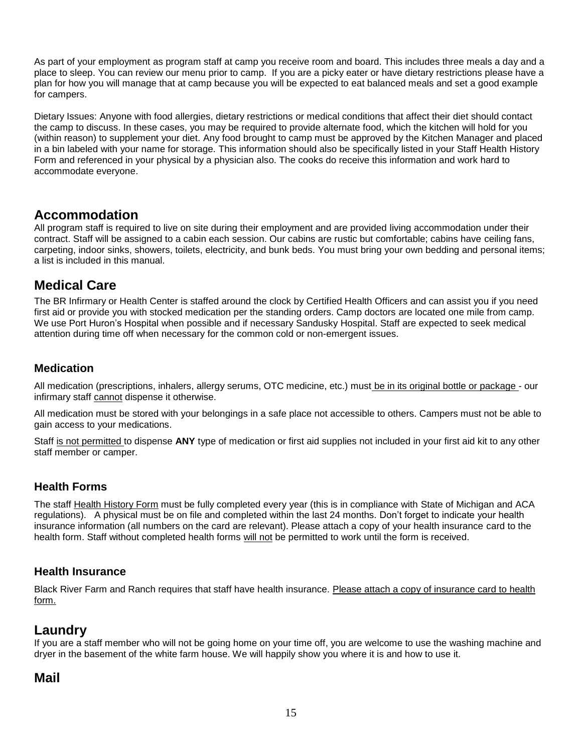As part of your employment as program staff at camp you receive room and board. This includes three meals a day and a place to sleep. You can review our menu prior to camp. If you are a picky eater or have dietary restrictions please have a plan for how you will manage that at camp because you will be expected to eat balanced meals and set a good example for campers.

Dietary Issues: Anyone with food allergies, dietary restrictions or medical conditions that affect their diet should contact the camp to discuss. In these cases, you may be required to provide alternate food, which the kitchen will hold for you (within reason) to supplement your diet. Any food brought to camp must be approved by the Kitchen Manager and placed in a bin labeled with your name for storage. This information should also be specifically listed in your Staff Health History Form and referenced in your physical by a physician also. The cooks do receive this information and work hard to accommodate everyone.

## Accommodation

All program staff is required to live on site during their employment and are provided living accommodation under their contract. Staff will be assigned to a cabin each session. Our cabins are rustic but comfortable; cabins have ceiling fans, carpeting, indoor sinks, showers, toilets, electricity, and bunk beds. You must bring your own bedding and personal items; a list is included in this manual.

## Medical Care

The BR Infirmary or Health Center is staffed around the clock by Certified Health Officers and can assist you if you need first aid or provide you with stocked medication per the standing orders. Camp doctors are located one mile from camp. We use Port Huron's Hospital when possible and if necessary Sandusky Hospital. Staff are expected to seek medical attention during time off when necessary for the common cold or non-emergent issues.

### Medication

All medication (prescriptions, inhalers, allergy serums, OTC medicine, etc.) must be in its original bottle or package - our infirmary staff cannot dispense it otherwise.

All medication must be stored with your belongings in a safe place not accessible to others. Campers must not be able to gain access to your medications.

Staff is not permitted to dispense **ANY** type of medication or first aid supplies not included in your first aid kit to any other staff member or camper.

### Health Forms

The staff Health History Form must be fully completed every year (this is in compliance with State of Michigan and ACA regulations). A physical must be on file and completed within the last 24 months. Don't forget to indicate your health insurance information (all numbers on the card are relevant). Please attach a copy of your health insurance card to the health form. Staff without completed health forms will not be permitted to work until the form is received.

### Health Insurance

Black River Farm and Ranch requires that staff have health insurance. Please attach a copy of insurance card to health form.

## Laundry

If you are a staff member who will not be going home on your time off, you are welcome to use the washing machine and dryer in the basement of the white farm house. We will happily show you where it is and how to use it.

## Mail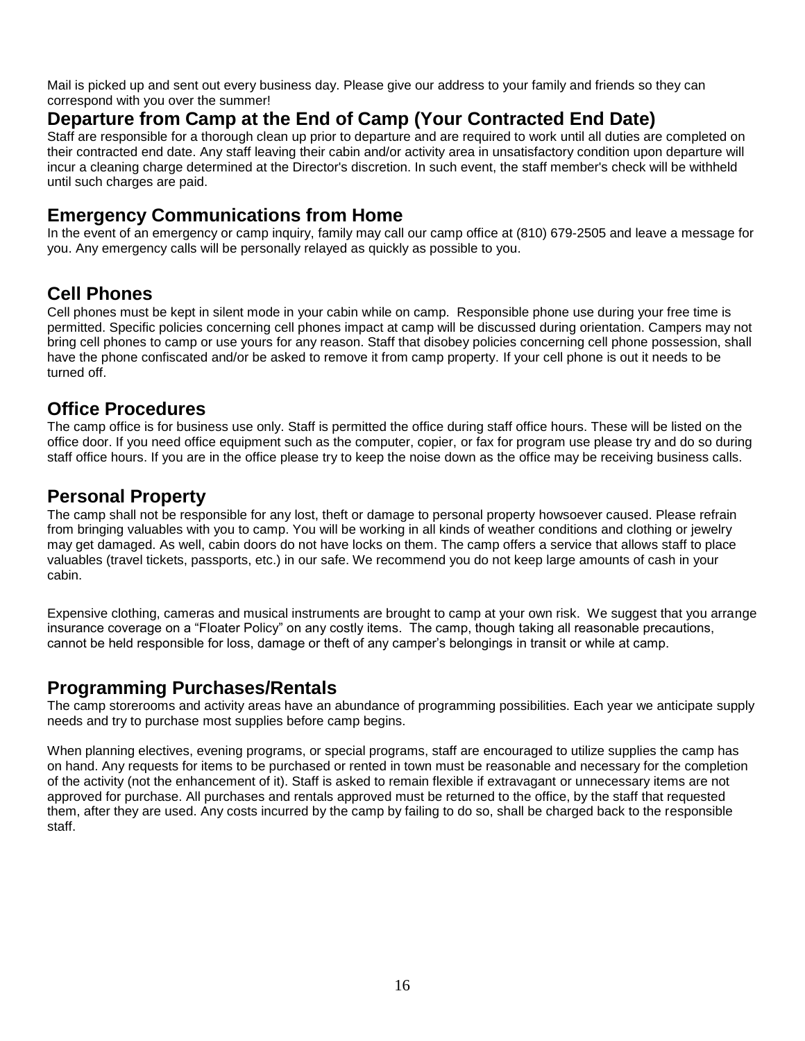Mail is picked up and sent out every business day. Please give our address to your family and friends so they can correspond with you over the summer!

## Departure from Camp at the End of Camp (Your Contracted End Date)

Staff are responsible for a thorough clean up prior to departure and are required to work until all duties are completed on their contracted end date. Any staff leaving their cabin and/or activity area in unsatisfactory condition upon departure will incur a cleaning charge determined at the Director's discretion. In such event, the staff member's check will be withheld until such charges are paid.

## Emergency Communications from Home

In the event of an emergency or camp inquiry, family may call our camp office at (810) 679-2505 and leave a message for you. Any emergency calls will be personally relayed as quickly as possible to you.

## Cell Phones

Cell phones must be kept in silent mode in your cabin while on camp. Responsible phone use during your free time is permitted. Specific policies concerning cell phones impact at camp will be discussed during orientation. Campers may not bring cell phones to camp or use yours for any reason. Staff that disobey policies concerning cell phone possession, shall have the phone confiscated and/or be asked to remove it from camp property. If your cell phone is out it needs to be turned off.

## Office Procedures

The camp office is for business use only. Staff is permitted the office during staff office hours. These will be listed on the office door. If you need office equipment such as the computer, copier, or fax for program use please try and do so during staff office hours. If you are in the office please try to keep the noise down as the office may be receiving business calls.

## Personal Property

The camp shall not be responsible for any lost, theft or damage to personal property howsoever caused. Please refrain from bringing valuables with you to camp. You will be working in all kinds of weather conditions and clothing or jewelry may get damaged. As well, cabin doors do not have locks on them. The camp offers a service that allows staff to place valuables (travel tickets, passports, etc.) in our safe. We recommend you do not keep large amounts of cash in your cabin.

Expensive clothing, cameras and musical instruments are brought to camp at your own risk. We suggest that you arrange insurance coverage on a "Floater Policy" on any costly items. The camp, though taking all reasonable precautions, cannot be held responsible for loss, damage or theft of any camper's belongings in transit or while at camp.

## Programming Purchases/Rentals

The camp storerooms and activity areas have an abundance of programming possibilities. Each year we anticipate supply needs and try to purchase most supplies before camp begins.

When planning electives, evening programs, or special programs, staff are encouraged to utilize supplies the camp has on hand. Any requests for items to be purchased or rented in town must be reasonable and necessary for the completion of the activity (not the enhancement of it). Staff is asked to remain flexible if extravagant or unnecessary items are not approved for purchase. All purchases and rentals approved must be returned to the office, by the staff that requested them, after they are used. Any costs incurred by the camp by failing to do so, shall be charged back to the responsible staff.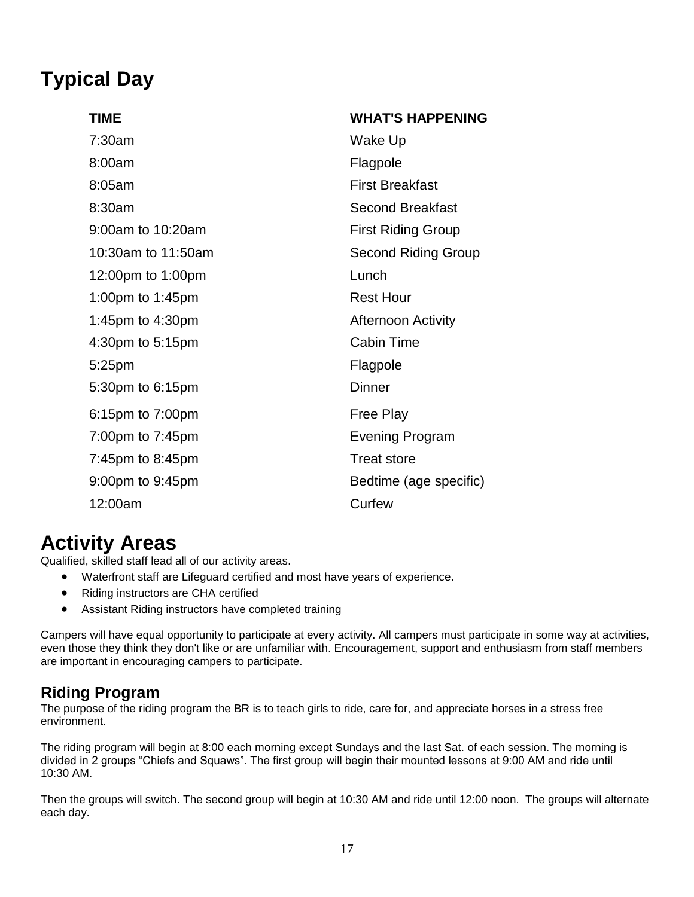## Typical Day

| TIME | WHAT'S HAPPENING |
|---|---|
| 7:30am | Wake Up |
| 8:00am | Flagpole |
| 8:05am | First Breakfast |
| 8:30am | Second Breakfast |
| 9:00am to 10:20am | First Riding Group |
| 10:30am to 11:50am | Second Riding Group |
| 12:00pm to 1:00pm | Lunch |
| 1:00pm to 1:45pm | Rest Hour |
| 1:45pm to 4:30pm | Afternoon Activity |
| 4:30pm to 5:15pm | Cabin Time |
| 5:25pm | Flagpole |
| 5:30pm to 6:15pm | Dinner |
| 6:15pm to 7:00pm | Free Play |
| 7:00pm to 7:45pm | Evening Program |
| 7:45pm to 8:45pm | Treat store |
| 9:00pm to 9:45pm | Bedtime (age specific) |
| 12:00am | Curfew |

# Activity Areas

Qualified, skilled staff lead all of our activity areas.

- Waterfront staff are Lifeguard certified and most have years of experience.
- Riding instructors are CHA certified
- Assistant Riding instructors have completed training

Campers will have equal opportunity to participate at every activity. All campers must participate in some way at activities, even those they think they don't like or are unfamiliar with. Encouragement, support and enthusiasm from staff members are important in encouraging campers to participate.

## Riding Program

The purpose of the riding program the BR is to teach girls to ride, care for, and appreciate horses in a stress free environment.

The riding program will begin at 8:00 each morning except Sundays and the last Sat. of each session. The morning is divided in 2 groups "Chiefs and Squaws". The first group will begin their mounted lessons at 9:00 AM and ride until 10:30 AM.

Then the groups will switch. The second group will begin at 10:30 AM and ride until 12:00 noon. The groups will alternate each day.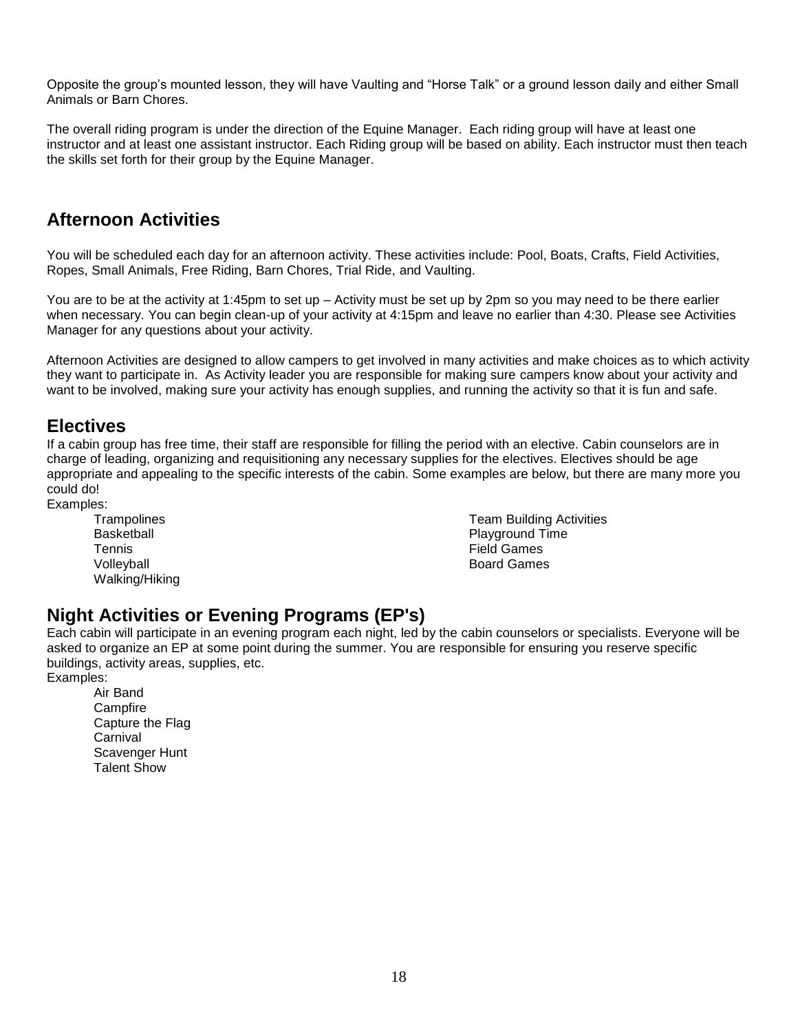Opposite the group's mounted lesson, they will have Vaulting and "Horse Talk" or a ground lesson daily and either Small Animals or Barn Chores.

The overall riding program is under the direction of the Equine Manager. Each riding group will have at least one instructor and at least one assistant instructor. Each Riding group will be based on ability. Each instructor must then teach the skills set forth for their group by the Equine Manager.

## Afternoon Activities

You will be scheduled each day for an afternoon activity. These activities include: Pool, Boats, Crafts, Field Activities, Ropes, Small Animals, Free Riding, Barn Chores, Trial Ride, and Vaulting.

You are to be at the activity at 1:45pm to set up – Activity must be set up by 2pm so you may need to be there earlier when necessary. You can begin clean-up of your activity at 4:15pm and leave no earlier than 4:30. Please see Activities Manager for any questions about your activity.

Afternoon Activities are designed to allow campers to get involved in many activities and make choices as to which activity they want to participate in. As Activity leader you are responsible for making sure campers know about your activity and want to be involved, making sure your activity has enough supplies, and running the activity so that it is fun and safe.

## Electives

If a cabin group has free time, their staff are responsible for filling the period with an elective. Cabin counselors are in charge of leading, organizing and requisitioning any necessary supplies for the electives. Electives should be age appropriate and appealing to the specific interests of the cabin. Some examples are below, but there are many more you could do!

Examples:

- Trampolines
- Basketball
- Tennis
- Volleyball
- Walking/Hiking
- Team Building Activities
- Playground Time
- Field Games
- Board Games

## Night Activities or Evening Programs (EP's)

Each cabin will participate in an evening program each night, led by the cabin counselors or specialists. Everyone will be asked to organize an EP at some point during the summer. You are responsible for ensuring you reserve specific buildings, activity areas, supplies, etc.

Examples:

- Air Band
- Campfire
- Capture the Flag
- Carnival
- Scavenger Hunt
- Talent Show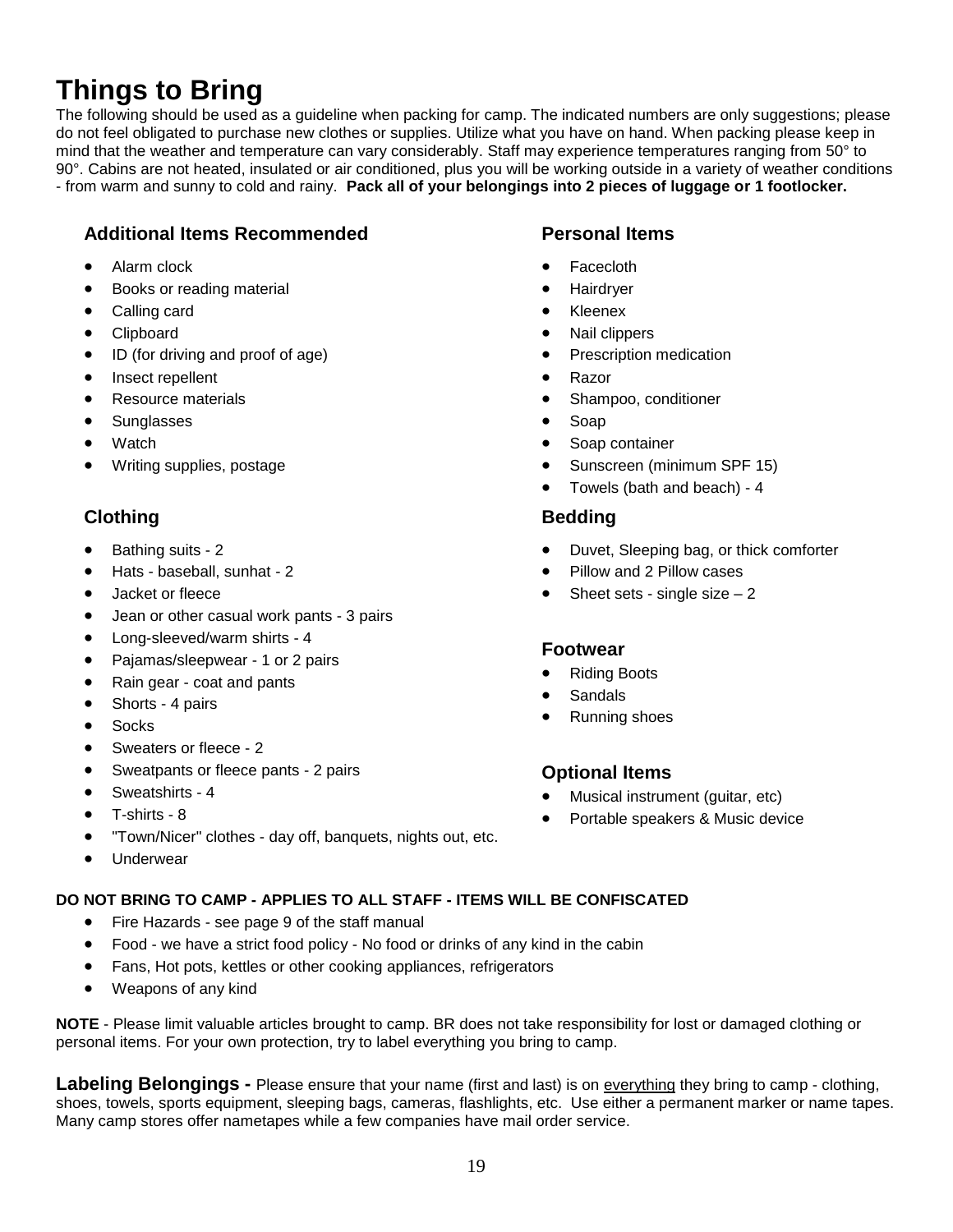# Things to Bring

The following should be used as a guideline when packing for camp. The indicated numbers are only suggestions; please do not feel obligated to purchase new clothes or supplies. Utilize what you have on hand. When packing please keep in mind that the weather and temperature can vary considerably. Staff may experience temperatures ranging from 50° to 90°. Cabins are not heated, insulated or air conditioned, plus you will be working outside in a variety of weather conditions - from warm and sunny to cold and rainy. **Pack all of your belongings into 2 pieces of luggage or 1 footlocker.**

### Additional Items Recommended

- Alarm clock
- Books or reading material
- Calling card
- Clipboard
- ID (for driving and proof of age)
- Insect repellent
- Resource materials
- Sunglasses
- Watch
- Writing supplies, postage

### Clothing

- Bathing suits - 2
- Hats - baseball, sunhat - 2
- Jacket or fleece
- Jean or other casual work pants - 3 pairs
- Long-sleeved/warm shirts - 4
- Pajamas/sleepwear - 1 or 2 pairs
- Rain gear - coat and pants
- Shorts - 4 pairs
- Socks
- Sweaters or fleece - 2
- Sweatpants or fleece pants - 2 pairs
- Sweatshirts - 4
- T-shirts - 8
- "Town/Nicer" clothes - day off, banquets, nights out, etc.
- Underwear

### Personal Items

- Facecloth
- Hairdryer
- Kleenex
- Nail clippers
- Prescription medication
- Razor
- Shampoo, conditioner
- Soap
- Soap container
- Sunscreen (minimum SPF 15)
- Towels (bath and beach) - 4

### Bedding

- Duvet, Sleeping bag, or thick comforter
- Pillow and 2 Pillow cases
- Sheet sets - single size – 2

### Footwear

- Riding Boots
- Sandals
- Running shoes

### Optional Items

- Musical instrument (guitar, etc)
- Portable speakers & Music device

**DO NOT BRING TO CAMP - APPLIES TO ALL STAFF - ITEMS WILL BE CONFISCATED**

- Fire Hazards - see page 9 of the staff manual
- Food - we have a strict food policy - No food or drinks of any kind in the cabin
- Fans, Hot pots, kettles or other cooking appliances, refrigerators
- Weapons of any kind

**NOTE** - Please limit valuable articles brought to camp. BR does not take responsibility for lost or damaged clothing or personal items. For your own protection, try to label everything you bring to camp.

**Labeling Belongings -** Please ensure that your name (first and last) is on everything they bring to camp - clothing, shoes, towels, sports equipment, sleeping bags, cameras, flashlights, etc. Use either a permanent marker or name tapes. Many camp stores offer nametapes while a few companies have mail order service.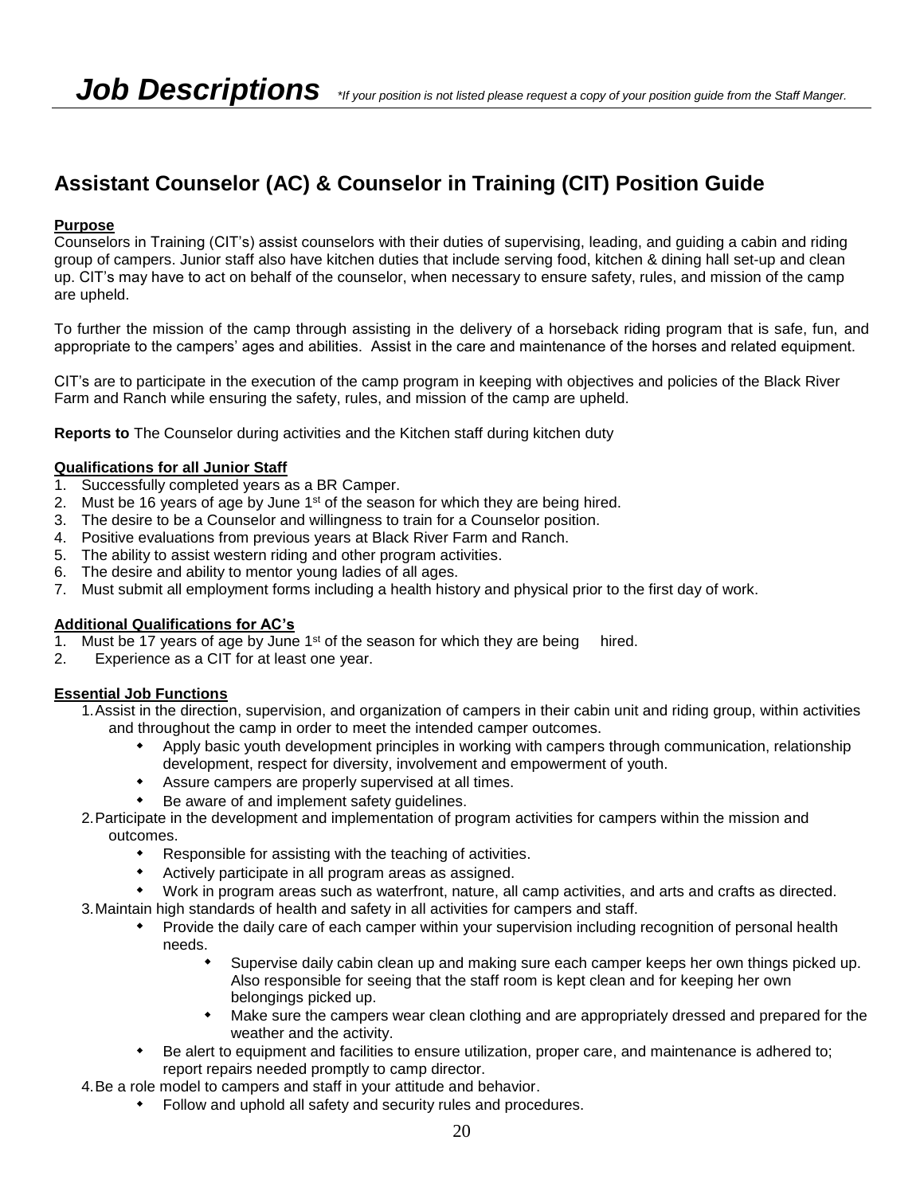# *Job Descriptions* 

*\*If your position is not listed please request a copy of your position guide from the Staff Manger.*

## Assistant Counselor (AC) & Counselor in Training (CIT) Position Guide

**Purpose**

Counselors in Training (CIT's) assist counselors with their duties of supervising, leading, and guiding a cabin and riding group of campers. Junior staff also have kitchen duties that include serving food, kitchen & dining hall set-up and clean up. CIT's may have to act on behalf of the counselor, when necessary to ensure safety, rules, and mission of the camp are upheld.

To further the mission of the camp through assisting in the delivery of a horseback riding program that is safe, fun, and appropriate to the campers' ages and abilities. Assist in the care and maintenance of the horses and related equipment.

CIT's are to participate in the execution of the camp program in keeping with objectives and policies of the Black River Farm and Ranch while ensuring the safety, rules, and mission of the camp are upheld.

**Reports to** The Counselor during activities and the Kitchen staff during kitchen duty

**Qualifications for all Junior Staff**

1. Successfully completed years as a BR Camper.
2. Must be 16 years of age by June 1st of the season for which they are being hired.
3. The desire to be a Counselor and willingness to train for a Counselor position.
4. Positive evaluations from previous years at Black River Farm and Ranch.
5. The ability to assist western riding and other program activities.
6. The desire and ability to mentor young ladies of all ages.
7. Must submit all employment forms including a health history and physical prior to the first day of work.

**Additional Qualifications for AC's**

1. Must be 17 years of age by June 1st of the season for which they are being hired.
2. Experience as a CIT for at least one year.

**Essential Job Functions**

1. Assist in the direction, supervision, and organization of campers in their cabin unit and riding group, within activities and throughout the camp in order to meet the intended camper outcomes.
   - Apply basic youth development principles in working with campers through communication, relationship development, respect for diversity, involvement and empowerment of youth.
   - Assure campers are properly supervised at all times.
   - Be aware of and implement safety guidelines.
2. Participate in the development and implementation of program activities for campers within the mission and outcomes.
   - Responsible for assisting with the teaching of activities.
   - Actively participate in all program areas as assigned.
   - Work in program areas such as waterfront, nature, all camp activities, and arts and crafts as directed.
3. Maintain high standards of health and safety in all activities for campers and staff.
   - Provide the daily care of each camper within your supervision including recognition of personal health needs.
     - Supervise daily cabin clean up and making sure each camper keeps her own things picked up. Also responsible for seeing that the staff room is kept clean and for keeping her own belongings picked up.
     - Make sure the campers wear clean clothing and are appropriately dressed and prepared for the weather and the activity.
   - Be alert to equipment and facilities to ensure utilization, proper care, and maintenance is adhered to; report repairs needed promptly to camp director.
4. Be a role model to campers and staff in your attitude and behavior.
   - Follow and uphold all safety and security rules and procedures.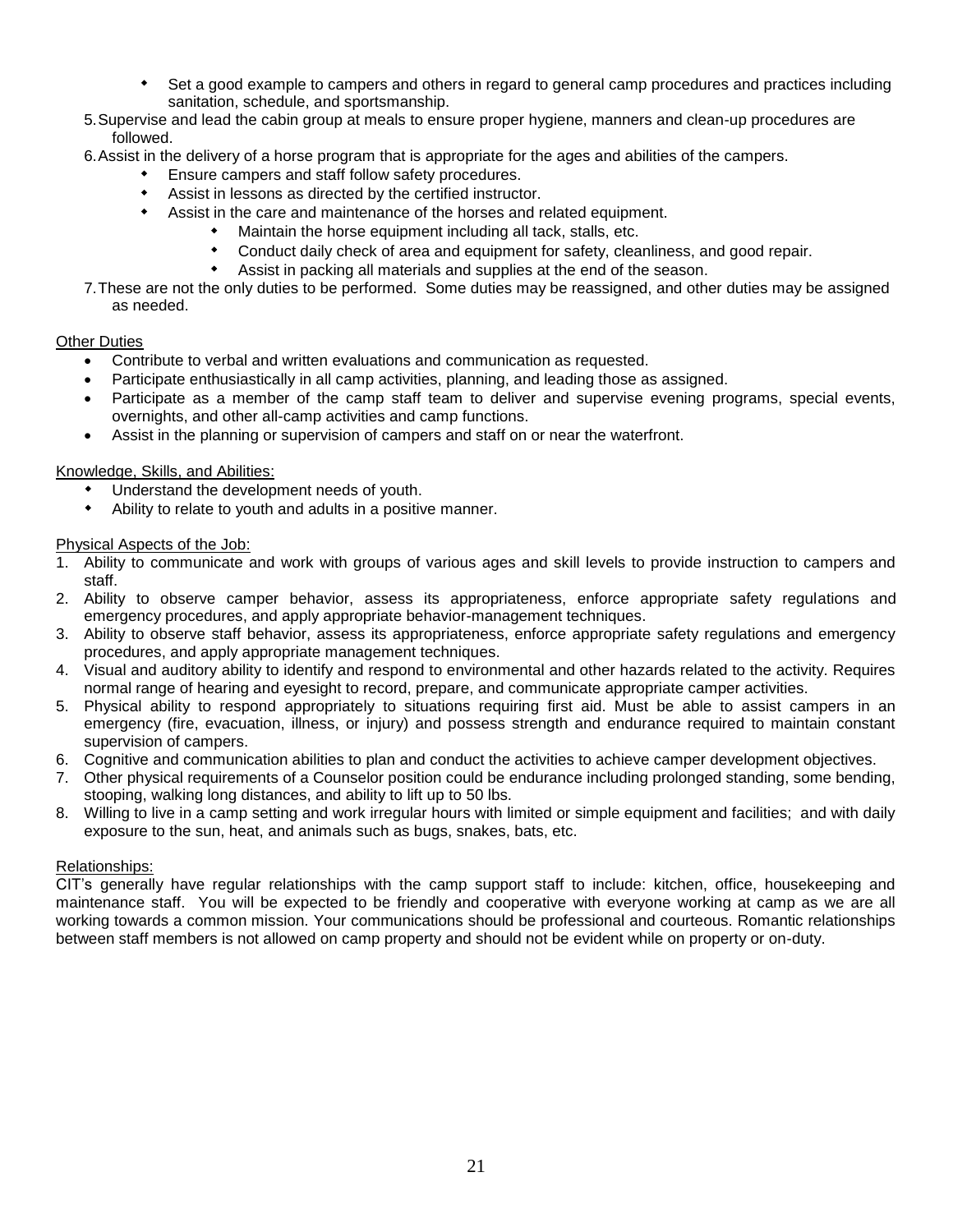- Set a good example to campers and others in regard to general camp procedures and practices including sanitation, schedule, and sportsmanship.

5. Supervise and lead the cabin group at meals to ensure proper hygiene, manners and clean-up procedures are followed.
6. Assist in the delivery of a horse program that is appropriate for the ages and abilities of the campers.
    - Ensure campers and staff follow safety procedures.
    - Assist in lessons as directed by the certified instructor.
    - Assist in the care and maintenance of the horses and related equipment.
        - Maintain the horse equipment including all tack, stalls, etc.
        - Conduct daily check of area and equipment for safety, cleanliness, and good repair.
        - Assist in packing all materials and supplies at the end of the season.
7. These are not the only duties to be performed. Some duties may be reassigned, and other duties may be assigned as needed.

Other Duties

- Contribute to verbal and written evaluations and communication as requested.
- Participate enthusiastically in all camp activities, planning, and leading those as assigned.
- Participate as a member of the camp staff team to deliver and supervise evening programs, special events, overnights, and other all-camp activities and camp functions.
- Assist in the planning or supervision of campers and staff on or near the waterfront.

Knowledge, Skills, and Abilities:

- Understand the development needs of youth.
- Ability to relate to youth and adults in a positive manner.

Physical Aspects of the Job:

1. Ability to communicate and work with groups of various ages and skill levels to provide instruction to campers and staff.
2. Ability to observe camper behavior, assess its appropriateness, enforce appropriate safety regulations and emergency procedures, and apply appropriate behavior-management techniques.
3. Ability to observe staff behavior, assess its appropriateness, enforce appropriate safety regulations and emergency procedures, and apply appropriate management techniques.
4. Visual and auditory ability to identify and respond to environmental and other hazards related to the activity. Requires normal range of hearing and eyesight to record, prepare, and communicate appropriate camper activities.
5. Physical ability to respond appropriately to situations requiring first aid. Must be able to assist campers in an emergency (fire, evacuation, illness, or injury) and possess strength and endurance required to maintain constant supervision of campers.
6. Cognitive and communication abilities to plan and conduct the activities to achieve camper development objectives.
7. Other physical requirements of a Counselor position could be endurance including prolonged standing, some bending, stooping, walking long distances, and ability to lift up to 50 lbs.
8. Willing to live in a camp setting and work irregular hours with limited or simple equipment and facilities; and with daily exposure to the sun, heat, and animals such as bugs, snakes, bats, etc.

Relationships:

CIT's generally have regular relationships with the camp support staff to include: kitchen, office, housekeeping and maintenance staff. You will be expected to be friendly and cooperative with everyone working at camp as we are all working towards a common mission. Your communications should be professional and courteous. Romantic relationships between staff members is not allowed on camp property and should not be evident while on property or on-duty.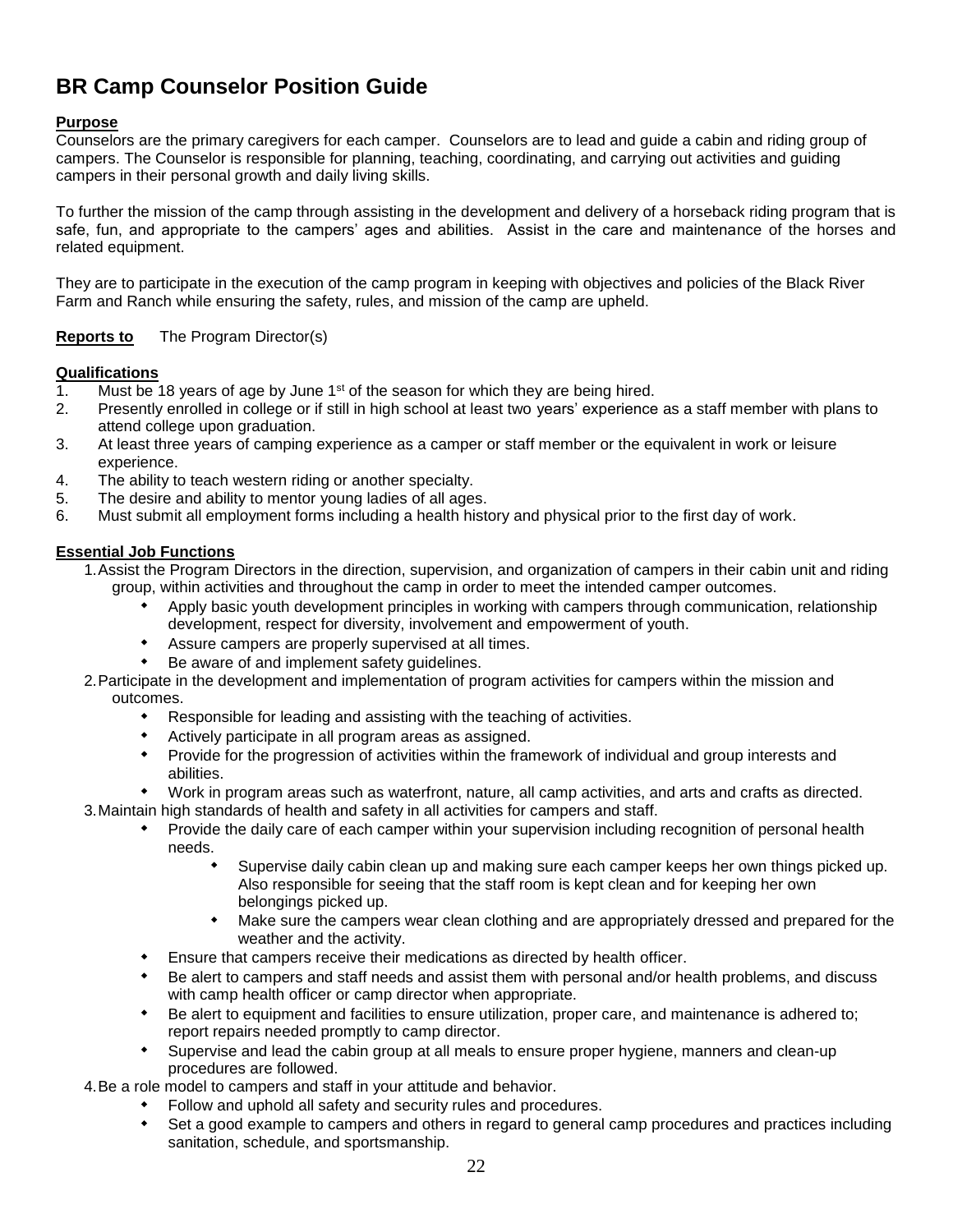# BR Camp Counselor Position Guide

**Purpose**

Counselors are the primary caregivers for each camper. Counselors are to lead and guide a cabin and riding group of campers. The Counselor is responsible for planning, teaching, coordinating, and carrying out activities and guiding campers in their personal growth and daily living skills.

To further the mission of the camp through assisting in the development and delivery of a horseback riding program that is safe, fun, and appropriate to the campers' ages and abilities. Assist in the care and maintenance of the horses and related equipment.

They are to participate in the execution of the camp program in keeping with objectives and policies of the Black River Farm and Ranch while ensuring the safety, rules, and mission of the camp are upheld.

**Reports to** The Program Director(s)

**Qualifications**

1. Must be 18 years of age by June 1st of the season for which they are being hired.
2. Presently enrolled in college or if still in high school at least two years' experience as a staff member with plans to attend college upon graduation.
3. At least three years of camping experience as a camper or staff member or the equivalent in work or leisure experience.
4. The ability to teach western riding or another specialty.
5. The desire and ability to mentor young ladies of all ages.
6. Must submit all employment forms including a health history and physical prior to the first day of work.

**Essential Job Functions**

1. Assist the Program Directors in the direction, supervision, and organization of campers in their cabin unit and riding group, within activities and throughout the camp in order to meet the intended camper outcomes.
   - Apply basic youth development principles in working with campers through communication, relationship development, respect for diversity, involvement and empowerment of youth.
   - Assure campers are properly supervised at all times.
   - Be aware of and implement safety guidelines.
2. Participate in the development and implementation of program activities for campers within the mission and outcomes.
   - Responsible for leading and assisting with the teaching of activities.
   - Actively participate in all program areas as assigned.
   - Provide for the progression of activities within the framework of individual and group interests and abilities.
   - Work in program areas such as waterfront, nature, all camp activities, and arts and crafts as directed.
3. Maintain high standards of health and safety in all activities for campers and staff.
   - Provide the daily care of each camper within your supervision including recognition of personal health needs.
     - Supervise daily cabin clean up and making sure each camper keeps her own things picked up. Also responsible for seeing that the staff room is kept clean and for keeping her own belongings picked up.
     - Make sure the campers wear clean clothing and are appropriately dressed and prepared for the weather and the activity.
   - Ensure that campers receive their medications as directed by health officer.
   - Be alert to campers and staff needs and assist them with personal and/or health problems, and discuss with camp health officer or camp director when appropriate.
   - Be alert to equipment and facilities to ensure utilization, proper care, and maintenance is adhered to; report repairs needed promptly to camp director.
   - Supervise and lead the cabin group at all meals to ensure proper hygiene, manners and clean-up procedures are followed.
4. Be a role model to campers and staff in your attitude and behavior.
   - Follow and uphold all safety and security rules and procedures.
   - Set a good example to campers and others in regard to general camp procedures and practices including sanitation, schedule, and sportsmanship.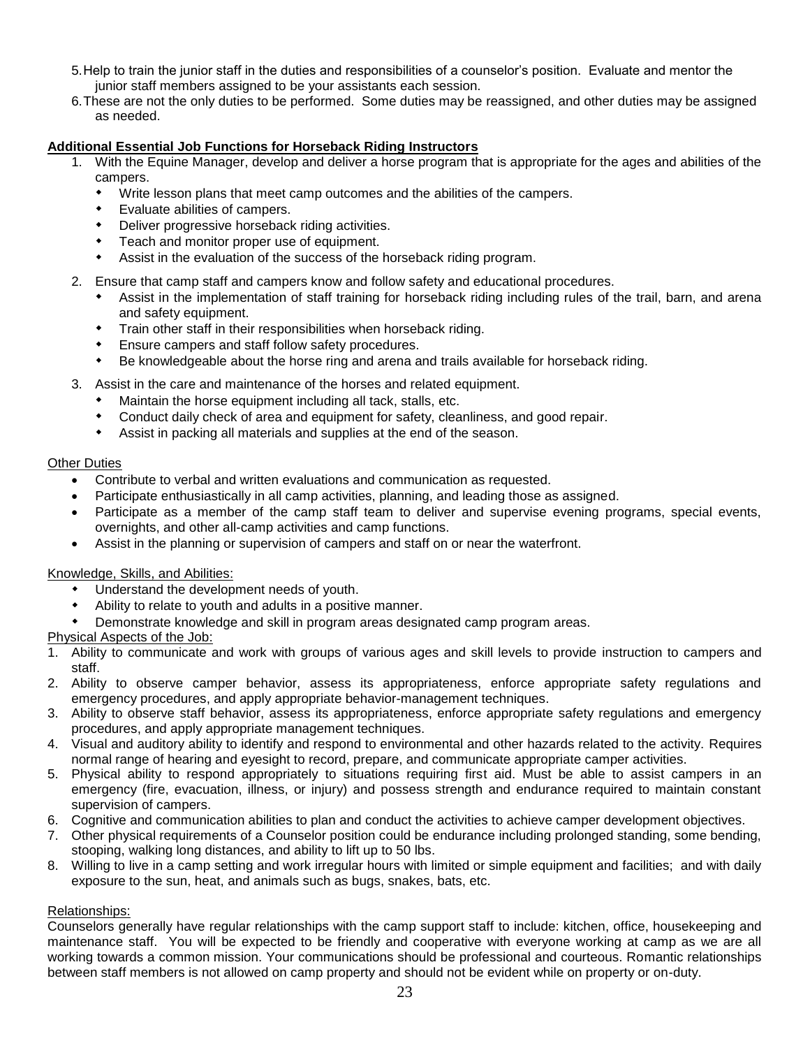5. Help to train the junior staff in the duties and responsibilities of a counselor's position. Evaluate and mentor the junior staff members assigned to be your assistants each session.
6. These are not the only duties to be performed. Some duties may be reassigned, and other duties may be assigned as needed.

**Additional Essential Job Functions for Horseback Riding Instructors**

1. With the Equine Manager, develop and deliver a horse program that is appropriate for the ages and abilities of the campers.
   - Write lesson plans that meet camp outcomes and the abilities of the campers.
   - Evaluate abilities of campers.
   - Deliver progressive horseback riding activities.
   - Teach and monitor proper use of equipment.
   - Assist in the evaluation of the success of the horseback riding program.
2. Ensure that camp staff and campers know and follow safety and educational procedures.
   - Assist in the implementation of staff training for horseback riding including rules of the trail, barn, and arena and safety equipment.
   - Train other staff in their responsibilities when horseback riding.
   - Ensure campers and staff follow safety procedures.
   - Be knowledgeable about the horse ring and arena and trails available for horseback riding.
3. Assist in the care and maintenance of the horses and related equipment.
   - Maintain the horse equipment including all tack, stalls, etc.
   - Conduct daily check of area and equipment for safety, cleanliness, and good repair.
   - Assist in packing all materials and supplies at the end of the season.

Other Duties

- Contribute to verbal and written evaluations and communication as requested.
- Participate enthusiastically in all camp activities, planning, and leading those as assigned.
- Participate as a member of the camp staff team to deliver and supervise evening programs, special events, overnights, and other all-camp activities and camp functions.
- Assist in the planning or supervision of campers and staff on or near the waterfront.

Knowledge, Skills, and Abilities:

- Understand the development needs of youth.
- Ability to relate to youth and adults in a positive manner.
- Demonstrate knowledge and skill in program areas designated camp program areas.

Physical Aspects of the Job:

1. Ability to communicate and work with groups of various ages and skill levels to provide instruction to campers and staff.
2. Ability to observe camper behavior, assess its appropriateness, enforce appropriate safety regulations and emergency procedures, and apply appropriate behavior-management techniques.
3. Ability to observe staff behavior, assess its appropriateness, enforce appropriate safety regulations and emergency procedures, and apply appropriate management techniques.
4. Visual and auditory ability to identify and respond to environmental and other hazards related to the activity. Requires normal range of hearing and eyesight to record, prepare, and communicate appropriate camper activities.
5. Physical ability to respond appropriately to situations requiring first aid. Must be able to assist campers in an emergency (fire, evacuation, illness, or injury) and possess strength and endurance required to maintain constant supervision of campers.
6. Cognitive and communication abilities to plan and conduct the activities to achieve camper development objectives.
7. Other physical requirements of a Counselor position could be endurance including prolonged standing, some bending, stooping, walking long distances, and ability to lift up to 50 lbs.
8. Willing to live in a camp setting and work irregular hours with limited or simple equipment and facilities; and with daily exposure to the sun, heat, and animals such as bugs, snakes, bats, etc.

Relationships:

Counselors generally have regular relationships with the camp support staff to include: kitchen, office, housekeeping and maintenance staff. You will be expected to be friendly and cooperative with everyone working at camp as we are all working towards a common mission. Your communications should be professional and courteous. Romantic relationships between staff members is not allowed on camp property and should not be evident while on property or on-duty.